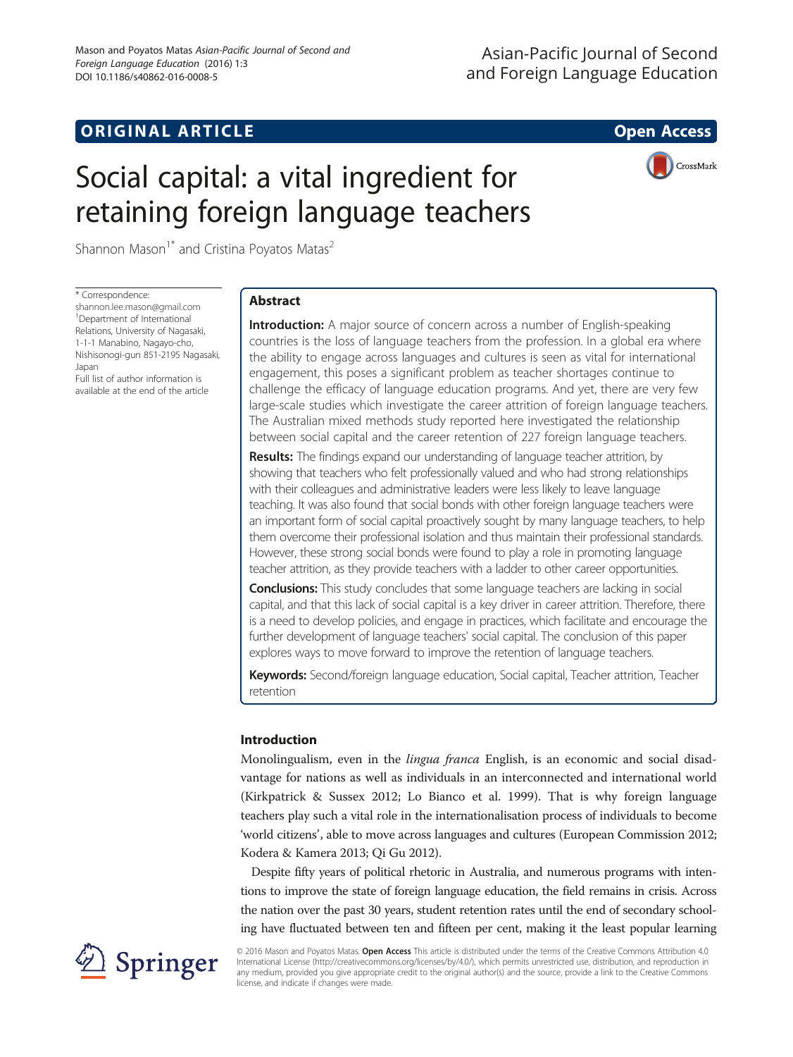## ORIGINAL ARTICLE

Open Access

# Social capital: a vital ingredient for retaining foreign language teachers

Shannon Mason[1*] and Cristina Poyatos Matas[2]

\* Correspondence: shannon.lee.mason@gmail.com
[1]Department of International Relations, University of Nagasaki, 1-1-1 Manabino, Nagayo-cho, Nishisonogi-gun 851-2195 Nagasaki, Japan
Full list of author information is available at the end of the article

## Abstract

**Introduction:** A major source of concern across a number of English-speaking countries is the loss of language teachers from the profession. In a global era where the ability to engage across languages and cultures is seen as vital for international engagement, this poses a significant problem as teacher shortages continue to challenge the efficacy of language education programs. And yet, there are very few large-scale studies which investigate the career attrition of foreign language teachers. The Australian mixed methods study reported here investigated the relationship between social capital and the career retention of 227 foreign language teachers.

**Results:** The findings expand our understanding of language teacher attrition, by showing that teachers who felt professionally valued and who had strong relationships with their colleagues and administrative leaders were less likely to leave language teaching. It was also found that social bonds with other foreign language teachers were an important form of social capital proactively sought by many language teachers, to help them overcome their professional isolation and thus maintain their professional standards. However, these strong social bonds were found to play a role in promoting language teacher attrition, as they provide teachers with a ladder to other career opportunities.

**Conclusions:** This study concludes that some language teachers are lacking in social capital, and that this lack of social capital is a key driver in career attrition. Therefore, there is a need to develop policies, and engage in practices, which facilitate and encourage the further development of language teachers' social capital. The conclusion of this paper explores ways to move forward to improve the retention of language teachers.

**Keywords:** Second/foreign language education, Social capital, Teacher attrition, Teacher retention

## Introduction

Monolingualism, even in the *lingua franca* English, is an economic and social disadvantage for nations as well as individuals in an interconnected and international world (Kirkpatrick & Sussex 2012; Lo Bianco et al. 1999). That is why foreign language teachers play such a vital role in the internationalisation process of individuals to become 'world citizens', able to move across languages and cultures (European Commission 2012; Kodera & Kamera 2013; Qi Gu 2012).

Despite fifty years of political rhetoric in Australia, and numerous programs with intentions to improve the state of foreign language education, the field remains in crisis. Across the nation over the past 30 years, student retention rates until the end of secondary schooling have fluctuated between ten and fifteen per cent, making it the least popular learning

© 2016 Mason and Poyatos Matas. **Open Access** This article is distributed under the terms of the Creative Commons Attribution 4.0 International License (http://creativecommons.org/licenses/by/4.0/), which permits unrestricted use, distribution, and reproduction in any medium, provided you give appropriate credit to the original author(s) and the source, provide a link to the Creative Commons license, and indicate if changes were made.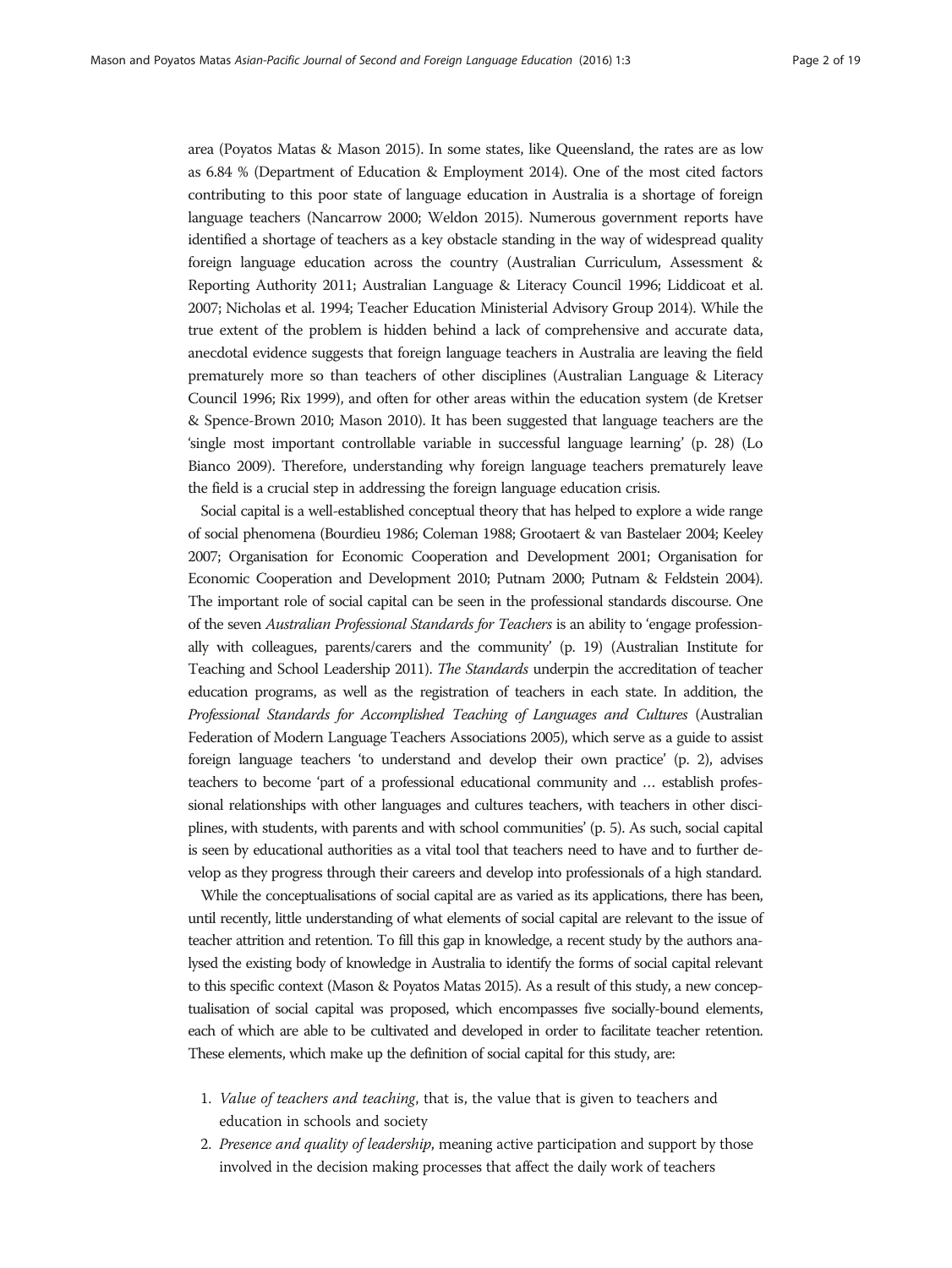area (Poyatos Matas & Mason 2015). In some states, like Queensland, the rates are as low as 6.84 % (Department of Education & Employment 2014). One of the most cited factors contributing to this poor state of language education in Australia is a shortage of foreign language teachers (Nancarrow 2000; Weldon 2015). Numerous government reports have identified a shortage of teachers as a key obstacle standing in the way of widespread quality foreign language education across the country (Australian Curriculum, Assessment & Reporting Authority 2011; Australian Language & Literacy Council 1996; Liddicoat et al. 2007; Nicholas et al. 1994; Teacher Education Ministerial Advisory Group 2014). While the true extent of the problem is hidden behind a lack of comprehensive and accurate data, anecdotal evidence suggests that foreign language teachers in Australia are leaving the field prematurely more so than teachers of other disciplines (Australian Language & Literacy Council 1996; Rix 1999), and often for other areas within the education system (de Kretser & Spence-Brown 2010; Mason 2010). It has been suggested that language teachers are the 'single most important controllable variable in successful language learning' (p. 28) (Lo Bianco 2009). Therefore, understanding why foreign language teachers prematurely leave the field is a crucial step in addressing the foreign language education crisis.

Social capital is a well-established conceptual theory that has helped to explore a wide range of social phenomena (Bourdieu 1986; Coleman 1988; Grootaert & van Bastelaer 2004; Keeley 2007; Organisation for Economic Cooperation and Development 2001; Organisation for Economic Cooperation and Development 2010; Putnam 2000; Putnam & Feldstein 2004). The important role of social capital can be seen in the professional standards discourse. One of the seven *Australian Professional Standards for Teachers* is an ability to 'engage professionally with colleagues, parents/carers and the community' (p. 19) (Australian Institute for Teaching and School Leadership 2011). *The Standards* underpin the accreditation of teacher education programs, as well as the registration of teachers in each state. In addition, the *Professional Standards for Accomplished Teaching of Languages and Cultures* (Australian Federation of Modern Language Teachers Associations 2005), which serve as a guide to assist foreign language teachers 'to understand and develop their own practice' (p. 2), advises teachers to become 'part of a professional educational community and … establish professional relationships with other languages and cultures teachers, with teachers in other disciplines, with students, with parents and with school communities' (p. 5). As such, social capital is seen by educational authorities as a vital tool that teachers need to have and to further develop as they progress through their careers and develop into professionals of a high standard.

While the conceptualisations of social capital are as varied as its applications, there has been, until recently, little understanding of what elements of social capital are relevant to the issue of teacher attrition and retention. To fill this gap in knowledge, a recent study by the authors analysed the existing body of knowledge in Australia to identify the forms of social capital relevant to this specific context (Mason & Poyatos Matas 2015). As a result of this study, a new conceptualisation of social capital was proposed, which encompasses five socially-bound elements, each of which are able to be cultivated and developed in order to facilitate teacher retention. These elements, which make up the definition of social capital for this study, are:

1. *Value of teachers and teaching*, that is, the value that is given to teachers and education in schools and society
2. *Presence and quality of leadership*, meaning active participation and support by those involved in the decision making processes that affect the daily work of teachers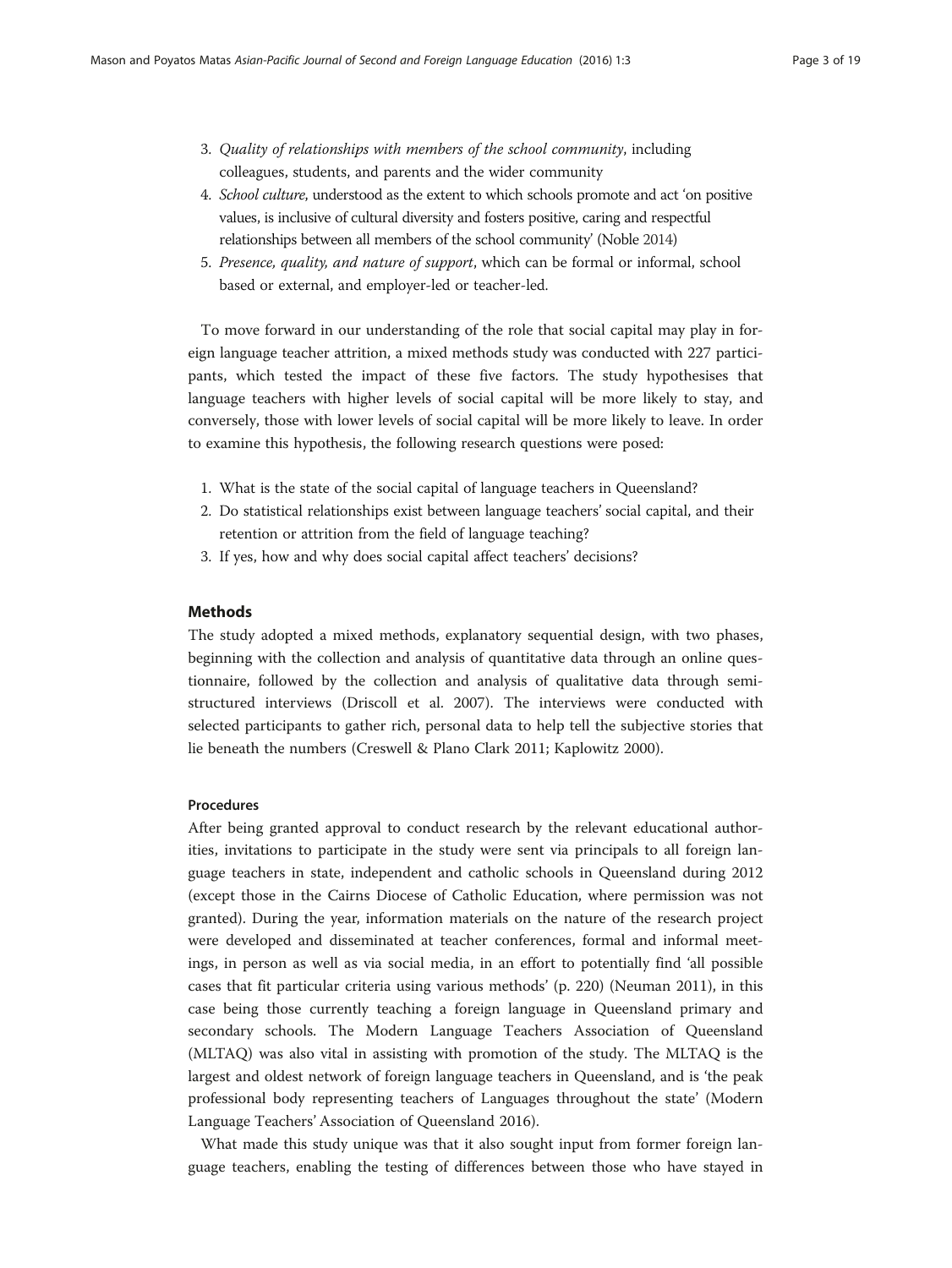3. *Quality of relationships with members of the school community*, including colleagues, students, and parents and the wider community
4. *School culture*, understood as the extent to which schools promote and act 'on positive values, is inclusive of cultural diversity and fosters positive, caring and respectful relationships between all members of the school community' (Noble 2014)
5. *Presence, quality, and nature of support*, which can be formal or informal, school based or external, and employer-led or teacher-led.

To move forward in our understanding of the role that social capital may play in foreign language teacher attrition, a mixed methods study was conducted with 227 participants, which tested the impact of these five factors. The study hypothesises that language teachers with higher levels of social capital will be more likely to stay, and conversely, those with lower levels of social capital will be more likely to leave. In order to examine this hypothesis, the following research questions were posed:

1. What is the state of the social capital of language teachers in Queensland?
2. Do statistical relationships exist between language teachers' social capital, and their retention or attrition from the field of language teaching?
3. If yes, how and why does social capital affect teachers' decisions?

## Methods

The study adopted a mixed methods, explanatory sequential design, with two phases, beginning with the collection and analysis of quantitative data through an online questionnaire, followed by the collection and analysis of qualitative data through semi-structured interviews (Driscoll et al. 2007). The interviews were conducted with selected participants to gather rich, personal data to help tell the subjective stories that lie beneath the numbers (Creswell & Plano Clark 2011; Kaplowitz 2000).

### Procedures

After being granted approval to conduct research by the relevant educational authorities, invitations to participate in the study were sent via principals to all foreign language teachers in state, independent and catholic schools in Queensland during 2012 (except those in the Cairns Diocese of Catholic Education, where permission was not granted). During the year, information materials on the nature of the research project were developed and disseminated at teacher conferences, formal and informal meetings, in person as well as via social media, in an effort to potentially find 'all possible cases that fit particular criteria using various methods' (p. 220) (Neuman 2011), in this case being those currently teaching a foreign language in Queensland primary and secondary schools. The Modern Language Teachers Association of Queensland (MLTAQ) was also vital in assisting with promotion of the study. The MLTAQ is the largest and oldest network of foreign language teachers in Queensland, and is 'the peak professional body representing teachers of Languages throughout the state' (Modern Language Teachers' Association of Queensland 2016).

What made this study unique was that it also sought input from former foreign language teachers, enabling the testing of differences between those who have stayed in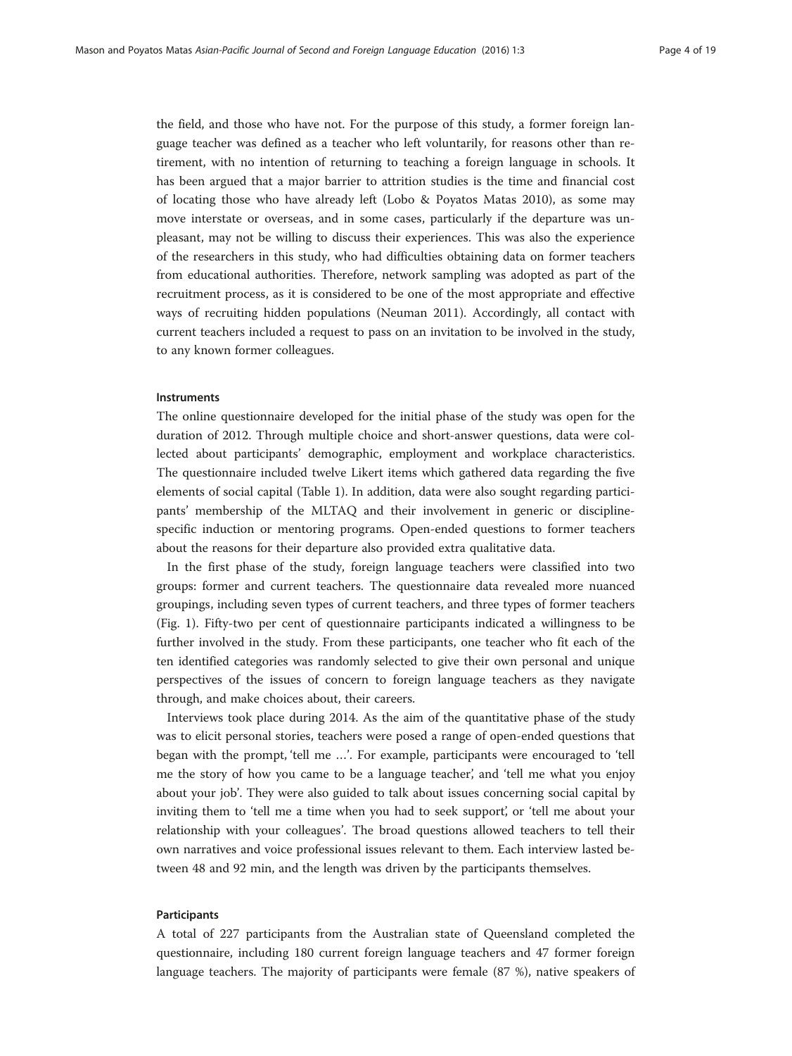the field, and those who have not. For the purpose of this study, a former foreign language teacher was defined as a teacher who left voluntarily, for reasons other than retirement, with no intention of returning to teaching a foreign language in schools. It has been argued that a major barrier to attrition studies is the time and financial cost of locating those who have already left (Lobo & Poyatos Matas 2010), as some may move interstate or overseas, and in some cases, particularly if the departure was unpleasant, may not be willing to discuss their experiences. This was also the experience of the researchers in this study, who had difficulties obtaining data on former teachers from educational authorities. Therefore, network sampling was adopted as part of the recruitment process, as it is considered to be one of the most appropriate and effective ways of recruiting hidden populations (Neuman 2011). Accordingly, all contact with current teachers included a request to pass on an invitation to be involved in the study, to any known former colleagues.

#### Instruments

The online questionnaire developed for the initial phase of the study was open for the duration of 2012. Through multiple choice and short-answer questions, data were collected about participants' demographic, employment and workplace characteristics. The questionnaire included twelve Likert items which gathered data regarding the five elements of social capital (Table 1). In addition, data were also sought regarding participants' membership of the MLTAQ and their involvement in generic or discipline-specific induction or mentoring programs. Open-ended questions to former teachers about the reasons for their departure also provided extra qualitative data.

In the first phase of the study, foreign language teachers were classified into two groups: former and current teachers. The questionnaire data revealed more nuanced groupings, including seven types of current teachers, and three types of former teachers (Fig. 1). Fifty-two per cent of questionnaire participants indicated a willingness to be further involved in the study. From these participants, one teacher who fit each of the ten identified categories was randomly selected to give their own personal and unique perspectives of the issues of concern to foreign language teachers as they navigate through, and make choices about, their careers.

Interviews took place during 2014. As the aim of the quantitative phase of the study was to elicit personal stories, teachers were posed a range of open-ended questions that began with the prompt, 'tell me …'. For example, participants were encouraged to 'tell me the story of how you came to be a language teacher', and 'tell me what you enjoy about your job'. They were also guided to talk about issues concerning social capital by inviting them to 'tell me a time when you had to seek support', or 'tell me about your relationship with your colleagues'. The broad questions allowed teachers to tell their own narratives and voice professional issues relevant to them. Each interview lasted between 48 and 92 min, and the length was driven by the participants themselves.

#### Participants

A total of 227 participants from the Australian state of Queensland completed the questionnaire, including 180 current foreign language teachers and 47 former foreign language teachers. The majority of participants were female (87 %), native speakers of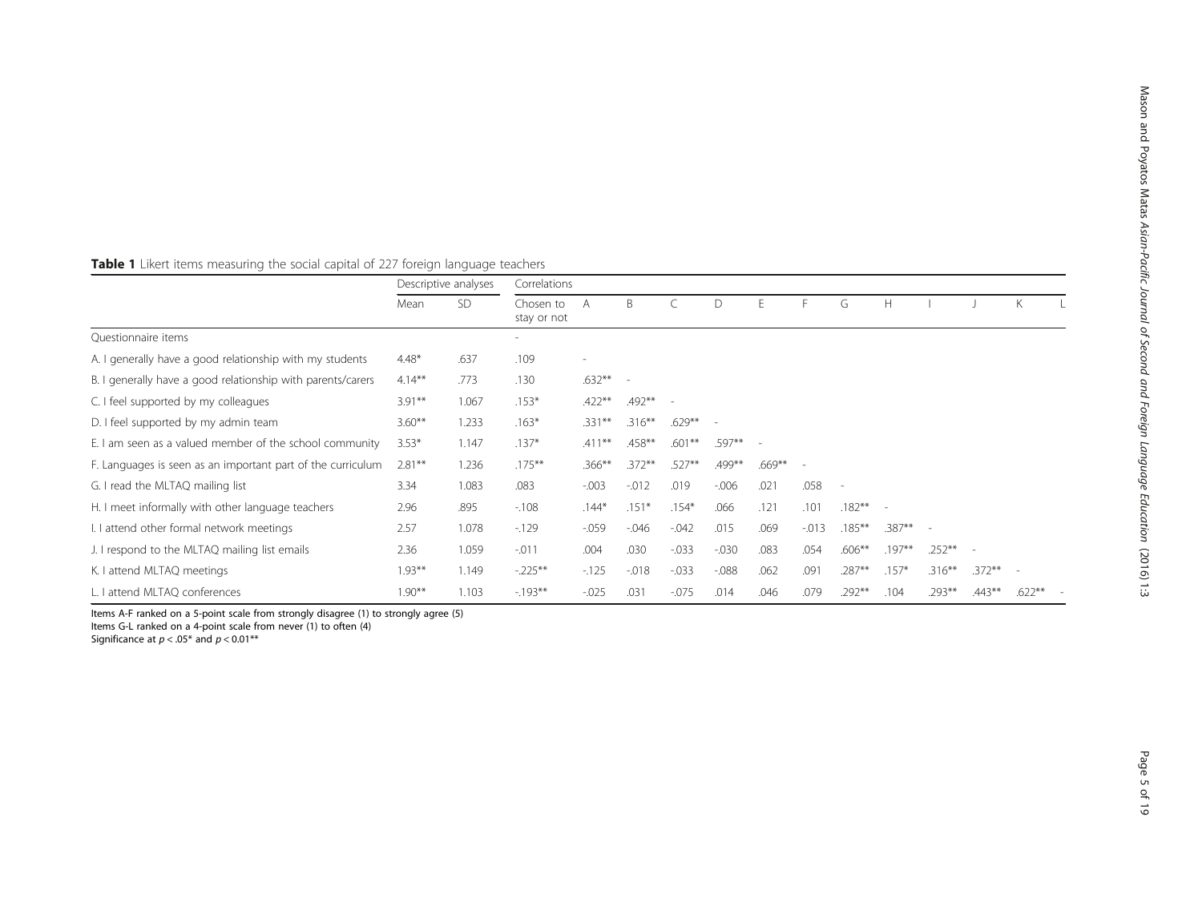**Table 1** Likert items measuring the social capital of 227 foreign language teachers

| | Descriptive analyses | | Correlations | | | | | | | | | | | | |
|---|---|---|---|---|---|---|---|---|---|---|---|---|---|---|---|
| | Mean | SD | Chosen to stay or not | A | B | C | D | E | F | G | H | I | J | K | L |
| Questionnaire items | | | - | | | | | | | | | | | | |
| A. I generally have a good relationship with my students | 4.48* | .637 | .109 | - | | | | | | | | | | | |
| B. I generally have a good relationship with parents/carers | 4.14** | .773 | .130 | .632** | - | | | | | | | | | | |
| C. I feel supported by my colleagues | 3.91** | 1.067 | .153* | .422** | .492** | - | | | | | | | | | |
| D. I feel supported by my admin team | 3.60** | 1.233 | .163* | .331** | .316** | .629** | - | | | | | | | | |
| E. I am seen as a valued member of the school community | 3.53* | 1.147 | .137* | .411** | .458** | .601** | .597** | - | | | | | | | |
| F. Languages is seen as an important part of the curriculum | 2.81** | 1.236 | .175** | .366** | .372** | .527** | .499** | .669** | - | | | | | | |
| G. I read the MLTAQ mailing list | 3.34 | 1.083 | .083 | -.003 | -.012 | .019 | -.006 | .021 | .058 | - | | | | | |
| H. I meet informally with other language teachers | 2.96 | .895 | -.108 | .144* | .151* | .154* | .066 | .121 | .101 | .182** | - | | | | |
| I. I attend other formal network meetings | 2.57 | 1.078 | -.129 | -.059 | -.046 | -.042 | .015 | .069 | -.013 | .185** | .387** | - | | | |
| J. I respond to the MLTAQ mailing list emails | 2.36 | 1.059 | -.011 | .004 | .030 | -.033 | -.030 | .083 | .054 | .606** | .197** | .252** | - | | |
| K. I attend MLTAQ meetings | 1.93** | 1.149 | -.225** | -.125 | -.018 | -.033 | -.088 | .062 | .091 | .287** | .157* | .316** | .372** | - | |
| L. I attend MLTAQ conferences | 1.90** | 1.103 | -.193** | -.025 | .031 | -.075 | .014 | .046 | .079 | .292** | .104 | .293** | .443** | .622** | - |

Items A-F ranked on a 5-point scale from strongly disagree (1) to strongly agree (5)
Items G-L ranked on a 4-point scale from never (1) to often (4)
Significance at $p < .05$* and $p < 0.01$**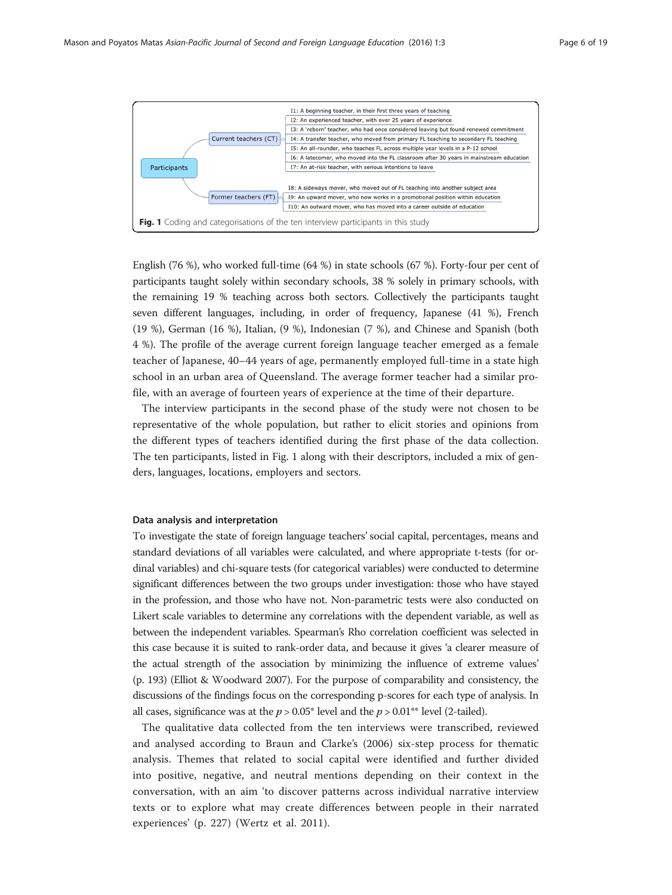Participants

Current teachers (CT)

I1: A beginning teacher, in their first three years of teaching

I2: An experienced teacher, with over 25 years of experience

I3: A 'reborn' teacher, who had once considered leaving but found renewed commitment

I4: A transfer teacher, who moved from primary FL teaching to secondary FL teaching

I5: An all-rounder, who teaches FL across multiple year levels in a P-12 school

I6: A latecomer, who moved into the FL classroom after 30 years in mainstream education

I7: An at-risk teacher, with serious intentions to leave

Former teachers (FT)

I8: A sideways mover, who moved out of FL teaching into another subject area

I9: An upward mover, who now works in a promotional position within education

I10: An outward mover, who has moved into a career outside of education

**Fig. 1** Coding and categorisations of the ten interview participants in this study

English (76 %), who worked full-time (64 %) in state schools (67 %). Forty-four per cent of participants taught solely within secondary schools, 38 % solely in primary schools, with the remaining 19 % teaching across both sectors. Collectively the participants taught seven different languages, including, in order of frequency, Japanese (41 %), French (19 %), German (16 %), Italian, (9 %), Indonesian (7 %), and Chinese and Spanish (both 4 %). The profile of the average current foreign language teacher emerged as a female teacher of Japanese, 40–44 years of age, permanently employed full-time in a state high school in an urban area of Queensland. The average former teacher had a similar profile, with an average of fourteen years of experience at the time of their departure.

The interview participants in the second phase of the study were not chosen to be representative of the whole population, but rather to elicit stories and opinions from the different types of teachers identified during the first phase of the data collection. The ten participants, listed in Fig. 1 along with their descriptors, included a mix of genders, languages, locations, employers and sectors.

### Data analysis and interpretation

To investigate the state of foreign language teachers' social capital, percentages, means and standard deviations of all variables were calculated, and where appropriate t-tests (for ordinal variables) and chi-square tests (for categorical variables) were conducted to determine significant differences between the two groups under investigation: those who have stayed in the profession, and those who have not. Non-parametric tests were also conducted on Likert scale variables to determine any correlations with the dependent variable, as well as between the independent variables. Spearman's Rho correlation coefficient was selected in this case because it is suited to rank-order data, and because it gives 'a clearer measure of the actual strength of the association by minimizing the influence of extreme values' (p. 193) (Elliot & Woodward 2007). For the purpose of comparability and consistency, the discussions of the findings focus on the corresponding p-scores for each type of analysis. In all cases, significance was at the $p > 0.05^{*}$ level and the $p > 0.01^{**}$ level (2-tailed).

The qualitative data collected from the ten interviews were transcribed, reviewed and analysed according to Braun and Clarke's (2006) six-step process for thematic analysis. Themes that related to social capital were identified and further divided into positive, negative, and neutral mentions depending on their context in the conversation, with an aim 'to discover patterns across individual narrative interview texts or to explore what may create differences between people in their narrated experiences' (p. 227) (Wertz et al. 2011).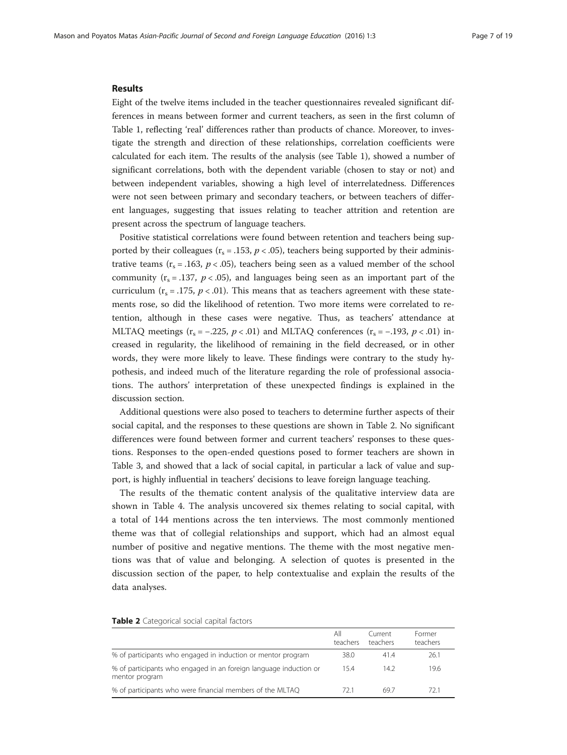## Results

Eight of the twelve items included in the teacher questionnaires revealed significant differences in means between former and current teachers, as seen in the first column of Table 1, reflecting 'real' differences rather than products of chance. Moreover, to investigate the strength and direction of these relationships, correlation coefficients were calculated for each item. The results of the analysis (see Table 1), showed a number of significant correlations, both with the dependent variable (chosen to stay or not) and between independent variables, showing a high level of interrelatedness. Differences were not seen between primary and secondary teachers, or between teachers of different languages, suggesting that issues relating to teacher attrition and retention are present across the spectrum of language teachers.

Positive statistical correlations were found between retention and teachers being supported by their colleagues ($r_s = .153$, $p < .05$), teachers being supported by their administrative teams ($r_s = .163$, $p < .05$), teachers being seen as a valued member of the school community ($r_s = .137$, $p < .05$), and languages being seen as an important part of the curriculum ($r_s = .175$, $p < .01$). This means that as teachers agreement with these statements rose, so did the likelihood of retention. Two more items were correlated to retention, although in these cases were negative. Thus, as teachers' attendance at MLTAQ meetings ($r_s = -.225$, $p < .01$) and MLTAQ conferences ($r_s = -.193$, $p < .01$) increased in regularity, the likelihood of remaining in the field decreased, or in other words, they were more likely to leave. These findings were contrary to the study hypothesis, and indeed much of the literature regarding the role of professional associations. The authors' interpretation of these unexpected findings is explained in the discussion section.

Additional questions were also posed to teachers to determine further aspects of their social capital, and the responses to these questions are shown in Table 2. No significant differences were found between former and current teachers' responses to these questions. Responses to the open-ended questions posed to former teachers are shown in Table 3, and showed that a lack of social capital, in particular a lack of value and support, is highly influential in teachers' decisions to leave foreign language teaching.

The results of the thematic content analysis of the qualitative interview data are shown in Table 4. The analysis uncovered six themes relating to social capital, with a total of 144 mentions across the ten interviews. The most commonly mentioned theme was that of collegial relationships and support, which had an almost equal number of positive and negative mentions. The theme with the most negative mentions was that of value and belonging. A selection of quotes is presented in the discussion section of the paper, to help contextualise and explain the results of the data analyses.

**Table 2** Categorical social capital factors

| | All teachers | Current teachers | Former teachers |
|---|---|---|---|
| % of participants who engaged in induction or mentor program | 38.0 | 41.4 | 26.1 |
| % of participants who engaged in an foreign language induction or mentor program | 15.4 | 14.2 | 19.6 |
| % of participants who were financial members of the MLTAQ | 72.1 | 69.7 | 72.1 |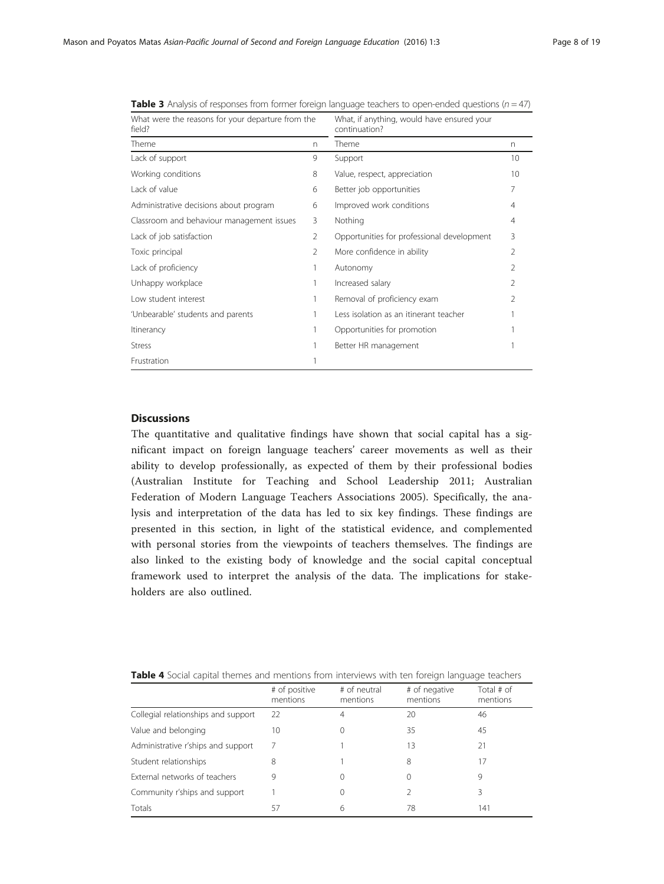**Table 3** Analysis of responses from former foreign language teachers to open-ended questions ($n = 47$)

| What were the reasons for your departure from the field? | | What, if anything, would have ensured your continuation? | |
|---|---|---|---|
| Theme | n | Theme | n |
| Lack of support | 9 | Support | 10 |
| Working conditions | 8 | Value, respect, appreciation | 10 |
| Lack of value | 6 | Better job opportunities | 7 |
| Administrative decisions about program | 6 | Improved work conditions | 4 |
| Classroom and behaviour management issues | 3 | Nothing | 4 |
| Lack of job satisfaction | 2 | Opportunities for professional development | 3 |
| Toxic principal | 2 | More confidence in ability | 2 |
| Lack of proficiency | 1 | Autonomy | 2 |
| Unhappy workplace | 1 | Increased salary | 2 |
| Low student interest | 1 | Removal of proficiency exam | 2 |
| 'Unbearable' students and parents | 1 | Less isolation as an itinerant teacher | 1 |
| Itinerancy | 1 | Opportunities for promotion | 1 |
| Stress | 1 | Better HR management | 1 |
| Frustration | 1 | | |

## Discussions

The quantitative and qualitative findings have shown that social capital has a significant impact on foreign language teachers' career movements as well as their ability to develop professionally, as expected of them by their professional bodies (Australian Institute for Teaching and School Leadership 2011; Australian Federation of Modern Language Teachers Associations 2005). Specifically, the analysis and interpretation of the data has led to six key findings. These findings are presented in this section, in light of the statistical evidence, and complemented with personal stories from the viewpoints of teachers themselves. The findings are also linked to the existing body of knowledge and the social capital conceptual framework used to interpret the analysis of the data. The implications for stakeholders are also outlined.

**Table 4** Social capital themes and mentions from interviews with ten foreign language teachers

| | # of positive mentions | # of neutral mentions | # of negative mentions | Total # of mentions |
|---|---|---|---|---|
| Collegial relationships and support | 22 | 4 | 20 | 46 |
| Value and belonging | 10 | 0 | 35 | 45 |
| Administrative r'ships and support | 7 | 1 | 13 | 21 |
| Student relationships | 8 | 1 | 8 | 17 |
| External networks of teachers | 9 | 0 | 0 | 9 |
| Community r'ships and support | 1 | 0 | 2 | 3 |
| Totals | 57 | 6 | 78 | 141 |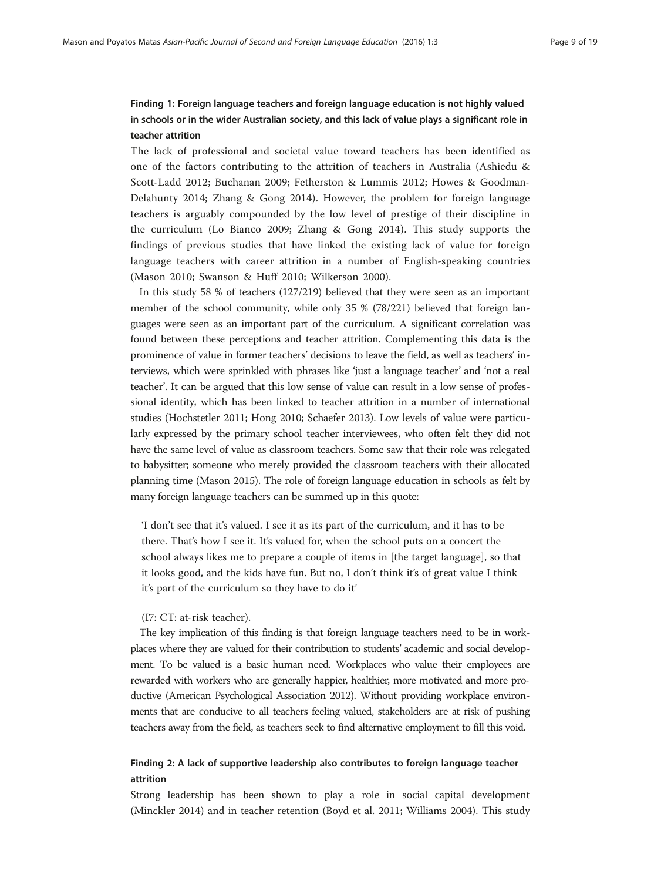### Finding 1: Foreign language teachers and foreign language education is not highly valued in schools or in the wider Australian society, and this lack of value plays a significant role in teacher attrition

The lack of professional and societal value toward teachers has been identified as one of the factors contributing to the attrition of teachers in Australia (Ashiedu & Scott-Ladd 2012; Buchanan 2009; Fetherston & Lummis 2012; Howes & Goodman-Delahunty 2014; Zhang & Gong 2014). However, the problem for foreign language teachers is arguably compounded by the low level of prestige of their discipline in the curriculum (Lo Bianco 2009; Zhang & Gong 2014). This study supports the findings of previous studies that have linked the existing lack of value for foreign language teachers with career attrition in a number of English-speaking countries (Mason 2010; Swanson & Huff 2010; Wilkerson 2000).

In this study 58 % of teachers (127/219) believed that they were seen as an important member of the school community, while only 35 % (78/221) believed that foreign languages were seen as an important part of the curriculum. A significant correlation was found between these perceptions and teacher attrition. Complementing this data is the prominence of value in former teachers' decisions to leave the field, as well as teachers' interviews, which were sprinkled with phrases like 'just a language teacher' and 'not a real teacher'. It can be argued that this low sense of value can result in a low sense of professional identity, which has been linked to teacher attrition in a number of international studies (Hochstetler 2011; Hong 2010; Schaefer 2013). Low levels of value were particularly expressed by the primary school teacher interviewees, who often felt they did not have the same level of value as classroom teachers. Some saw that their role was relegated to babysitter; someone who merely provided the classroom teachers with their allocated planning time (Mason 2015). The role of foreign language education in schools as felt by many foreign language teachers can be summed up in this quote:

> 'I don't see that it's valued. I see it as its part of the curriculum, and it has to be there. That's how I see it. It's valued for, when the school puts on a concert the school always likes me to prepare a couple of items in [the target language], so that it looks good, and the kids have fun. But no, I don't think it's of great value I think it's part of the curriculum so they have to do it'
>
> (I7: CT: at-risk teacher).

The key implication of this finding is that foreign language teachers need to be in workplaces where they are valued for their contribution to students' academic and social development. To be valued is a basic human need. Workplaces who value their employees are rewarded with workers who are generally happier, healthier, more motivated and more productive (American Psychological Association 2012). Without providing workplace environments that are conducive to all teachers feeling valued, stakeholders are at risk of pushing teachers away from the field, as teachers seek to find alternative employment to fill this void.

### Finding 2: A lack of supportive leadership also contributes to foreign language teacher attrition

Strong leadership has been shown to play a role in social capital development (Minckler 2014) and in teacher retention (Boyd et al. 2011; Williams 2004). This study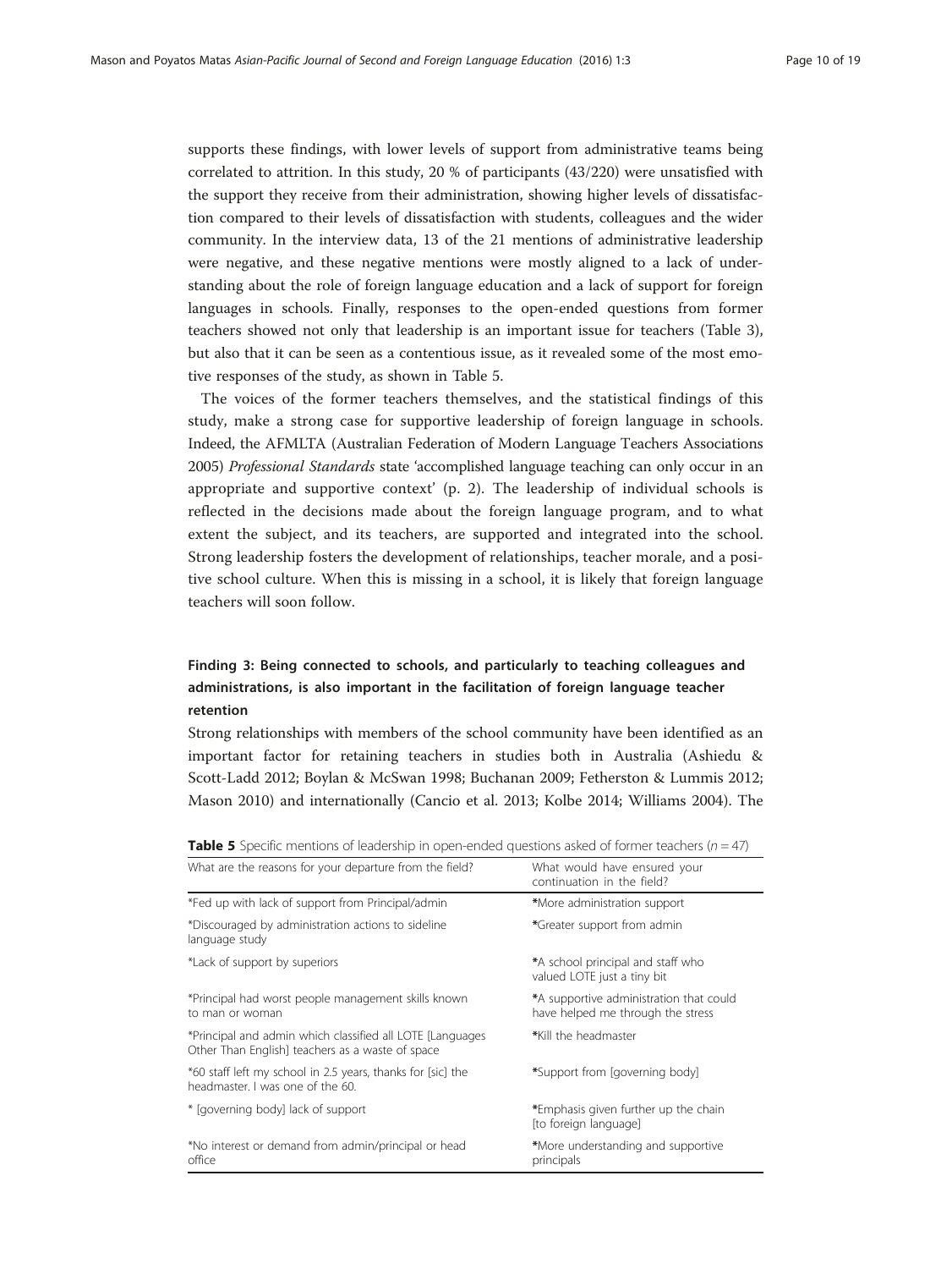supports these findings, with lower levels of support from administrative teams being correlated to attrition. In this study, 20 % of participants (43/220) were unsatisfied with the support they receive from their administration, showing higher levels of dissatisfaction compared to their levels of dissatisfaction with students, colleagues and the wider community. In the interview data, 13 of the 21 mentions of administrative leadership were negative, and these negative mentions were mostly aligned to a lack of understanding about the role of foreign language education and a lack of support for foreign languages in schools. Finally, responses to the open-ended questions from former teachers showed not only that leadership is an important issue for teachers (Table 3), but also that it can be seen as a contentious issue, as it revealed some of the most emotive responses of the study, as shown in Table 5.

The voices of the former teachers themselves, and the statistical findings of this study, make a strong case for supportive leadership of foreign language in schools. Indeed, the AFMLTA (Australian Federation of Modern Language Teachers Associations 2005) *Professional Standards* state 'accomplished language teaching can only occur in an appropriate and supportive context' (p. 2). The leadership of individual schools is reflected in the decisions made about the foreign language program, and to what extent the subject, and its teachers, are supported and integrated into the school. Strong leadership fosters the development of relationships, teacher morale, and a positive school culture. When this is missing in a school, it is likely that foreign language teachers will soon follow.

### Finding 3: Being connected to schools, and particularly to teaching colleagues and administrations, is also important in the facilitation of foreign language teacher retention

Strong relationships with members of the school community have been identified as an important factor for retaining teachers in studies both in Australia (Ashiedu & Scott-Ladd 2012; Boylan & McSwan 1998; Buchanan 2009; Fetherston & Lummis 2012; Mason 2010) and internationally (Cancio et al. 2013; Kolbe 2014; Williams 2004). The

**Table 5** Specific mentions of leadership in open-ended questions asked of former teachers ($n = 47$)

| What are the reasons for your departure from the field? | What would have ensured your continuation in the field? |
|---|---|
| *Fed up with lack of support from Principal/admin | *More administration support |
| *Discouraged by administration actions to sideline language study | *Greater support from admin |
| *Lack of support by superiors | *A school principal and staff who valued LOTE just a tiny bit |
| *Principal had worst people management skills known to man or woman | *A supportive administration that could have helped me through the stress |
| *Principal and admin which classified all LOTE [Languages Other Than English] teachers as a waste of space | *Kill the headmaster |
| *60 staff left my school in 2.5 years, thanks for [sic] the headmaster. I was one of the 60. | *Support from [governing body] |
| * [governing body] lack of support | *Emphasis given further up the chain [to foreign language] |
| *No interest or demand from admin/principal or head office | *More understanding and supportive principals |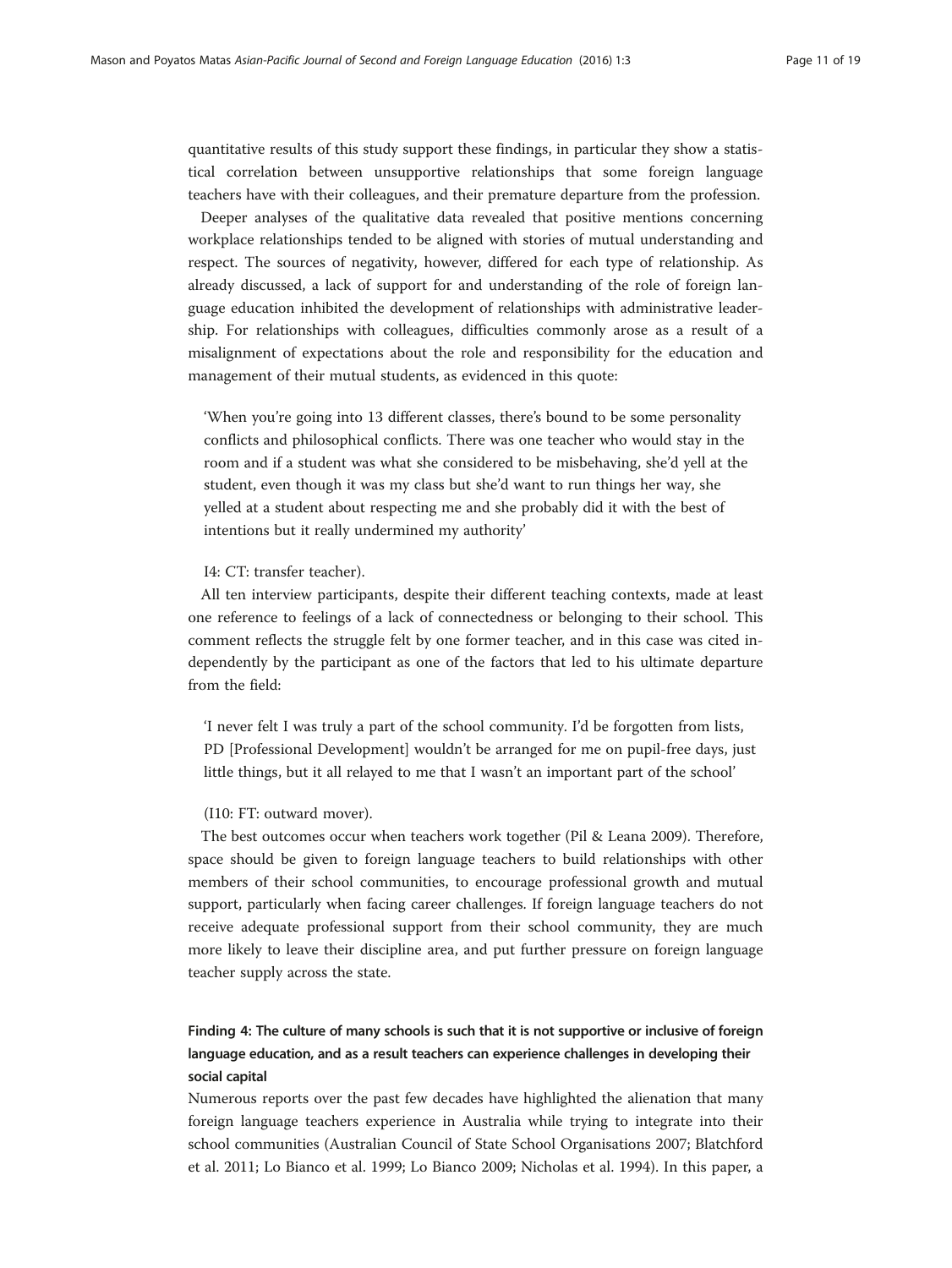quantitative results of this study support these findings, in particular they show a statistical correlation between unsupportive relationships that some foreign language teachers have with their colleagues, and their premature departure from the profession.

Deeper analyses of the qualitative data revealed that positive mentions concerning workplace relationships tended to be aligned with stories of mutual understanding and respect. The sources of negativity, however, differed for each type of relationship. As already discussed, a lack of support for and understanding of the role of foreign language education inhibited the development of relationships with administrative leadership. For relationships with colleagues, difficulties commonly arose as a result of a misalignment of expectations about the role and responsibility for the education and management of their mutual students, as evidenced in this quote:

> 'When you're going into 13 different classes, there's bound to be some personality conflicts and philosophical conflicts. There was one teacher who would stay in the room and if a student was what she considered to be misbehaving, she'd yell at the student, even though it was my class but she'd want to run things her way, she yelled at a student about respecting me and she probably did it with the best of intentions but it really undermined my authority'

I4: CT: transfer teacher).

All ten interview participants, despite their different teaching contexts, made at least one reference to feelings of a lack of connectedness or belonging to their school. This comment reflects the struggle felt by one former teacher, and in this case was cited independently by the participant as one of the factors that led to his ultimate departure from the field:

> 'I never felt I was truly a part of the school community. I'd be forgotten from lists, PD [Professional Development] wouldn't be arranged for me on pupil-free days, just little things, but it all relayed to me that I wasn't an important part of the school'

(I10: FT: outward mover).

The best outcomes occur when teachers work together (Pil & Leana 2009). Therefore, space should be given to foreign language teachers to build relationships with other members of their school communities, to encourage professional growth and mutual support, particularly when facing career challenges. If foreign language teachers do not receive adequate professional support from their school community, they are much more likely to leave their discipline area, and put further pressure on foreign language teacher supply across the state.

### Finding 4: The culture of many schools is such that it is not supportive or inclusive of foreign language education, and as a result teachers can experience challenges in developing their social capital

Numerous reports over the past few decades have highlighted the alienation that many foreign language teachers experience in Australia while trying to integrate into their school communities (Australian Council of State School Organisations 2007; Blatchford et al. 2011; Lo Bianco et al. 1999; Lo Bianco 2009; Nicholas et al. 1994). In this paper, a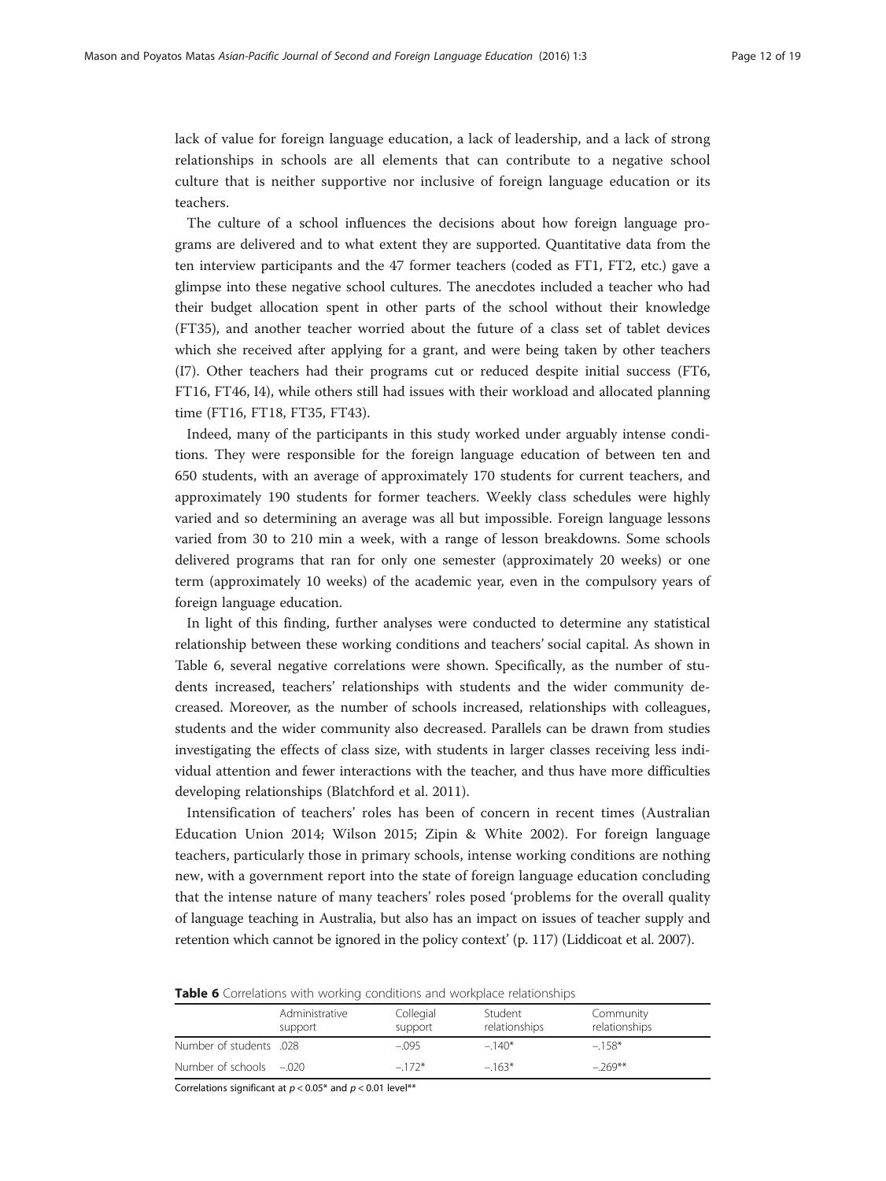lack of value for foreign language education, a lack of leadership, and a lack of strong relationships in schools are all elements that can contribute to a negative school culture that is neither supportive nor inclusive of foreign language education or its teachers.

The culture of a school influences the decisions about how foreign language programs are delivered and to what extent they are supported. Quantitative data from the ten interview participants and the 47 former teachers (coded as FT1, FT2, etc.) gave a glimpse into these negative school cultures. The anecdotes included a teacher who had their budget allocation spent in other parts of the school without their knowledge (FT35), and another teacher worried about the future of a class set of tablet devices which she received after applying for a grant, and were being taken by other teachers (I7). Other teachers had their programs cut or reduced despite initial success (FT6, FT16, FT46, I4), while others still had issues with their workload and allocated planning time (FT16, FT18, FT35, FT43).

Indeed, many of the participants in this study worked under arguably intense conditions. They were responsible for the foreign language education of between ten and 650 students, with an average of approximately 170 students for current teachers, and approximately 190 students for former teachers. Weekly class schedules were highly varied and so determining an average was all but impossible. Foreign language lessons varied from 30 to 210 min a week, with a range of lesson breakdowns. Some schools delivered programs that ran for only one semester (approximately 20 weeks) or one term (approximately 10 weeks) of the academic year, even in the compulsory years of foreign language education.

In light of this finding, further analyses were conducted to determine any statistical relationship between these working conditions and teachers' social capital. As shown in Table 6, several negative correlations were shown. Specifically, as the number of students increased, teachers' relationships with students and the wider community decreased. Moreover, as the number of schools increased, relationships with colleagues, students and the wider community also decreased. Parallels can be drawn from studies investigating the effects of class size, with students in larger classes receiving less individual attention and fewer interactions with the teacher, and thus have more difficulties developing relationships (Blatchford et al. 2011).

Intensification of teachers' roles has been of concern in recent times (Australian Education Union 2014; Wilson 2015; Zipin & White 2002). For foreign language teachers, particularly those in primary schools, intense working conditions are nothing new, with a government report into the state of foreign language education concluding that the intense nature of many teachers' roles posed 'problems for the overall quality of language teaching in Australia, but also has an impact on issues of teacher supply and retention which cannot be ignored in the policy context' (p. 117) (Liddicoat et al. 2007).

**Table 6** Correlations with working conditions and workplace relationships

| | Administrative support | Collegial support | Student relationships | Community relationships |
|---|---|---|---|---|
| Number of students | .028 | −.095 | −.140* | −.158* |
| Number of schools | −.020 | −.172* | −.163* | −.269** |

Correlations significant at $p < 0.05$* and $p < 0.01$ level**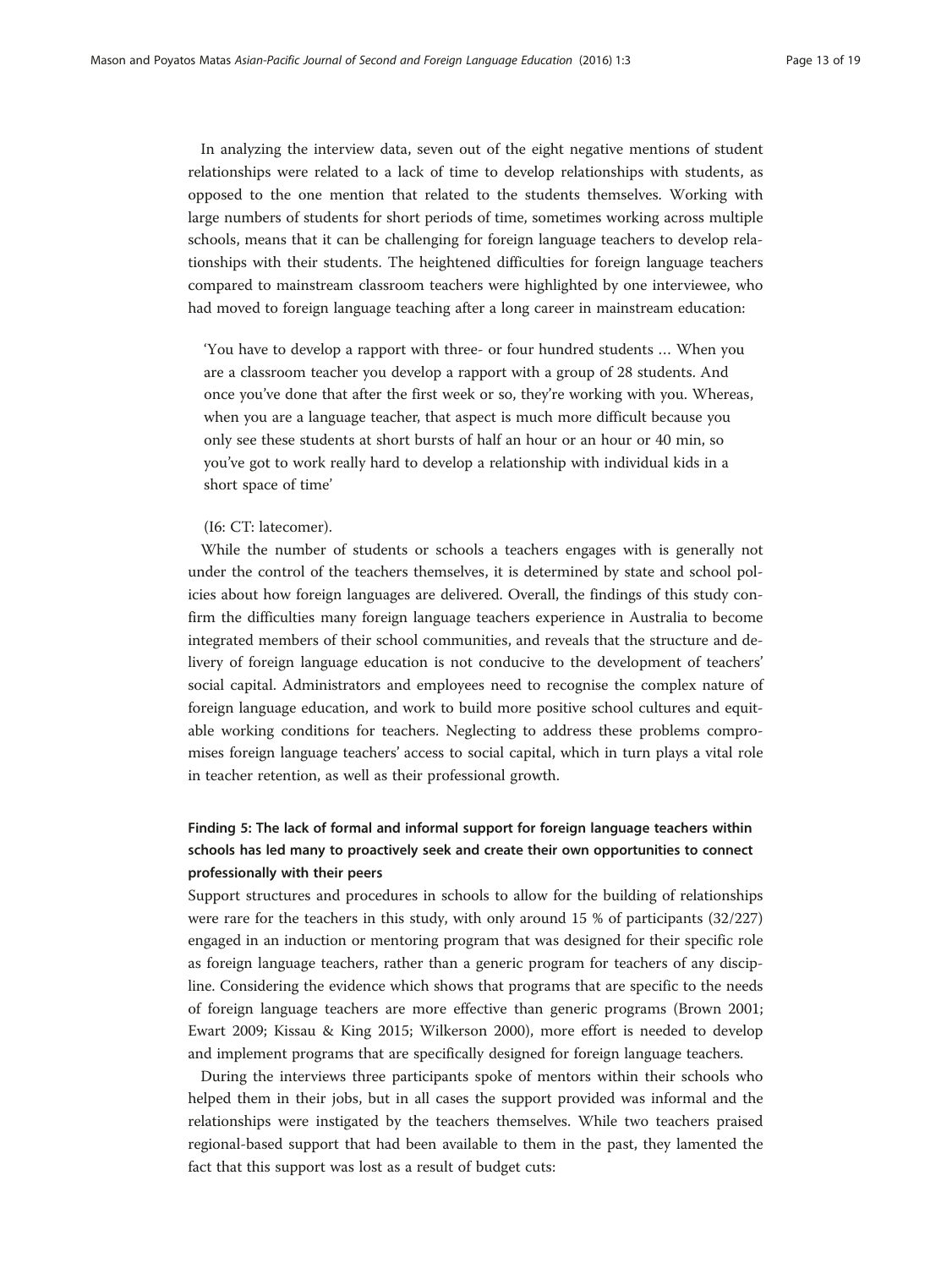In analyzing the interview data, seven out of the eight negative mentions of student relationships were related to a lack of time to develop relationships with students, as opposed to the one mention that related to the students themselves. Working with large numbers of students for short periods of time, sometimes working across multiple schools, means that it can be challenging for foreign language teachers to develop relationships with their students. The heightened difficulties for foreign language teachers compared to mainstream classroom teachers were highlighted by one interviewee, who had moved to foreign language teaching after a long career in mainstream education:

> 'You have to develop a rapport with three- or four hundred students … When you are a classroom teacher you develop a rapport with a group of 28 students. And once you've done that after the first week or so, they're working with you. Whereas, when you are a language teacher, that aspect is much more difficult because you only see these students at short bursts of half an hour or an hour or 40 min, so you've got to work really hard to develop a relationship with individual kids in a short space of time'
>
> (I6: CT: latecomer).

While the number of students or schools a teachers engages with is generally not under the control of the teachers themselves, it is determined by state and school policies about how foreign languages are delivered. Overall, the findings of this study confirm the difficulties many foreign language teachers experience in Australia to become integrated members of their school communities, and reveals that the structure and delivery of foreign language education is not conducive to the development of teachers' social capital. Administrators and employees need to recognise the complex nature of foreign language education, and work to build more positive school cultures and equitable working conditions for teachers. Neglecting to address these problems compromises foreign language teachers' access to social capital, which in turn plays a vital role in teacher retention, as well as their professional growth.

### Finding 5: The lack of formal and informal support for foreign language teachers within schools has led many to proactively seek and create their own opportunities to connect professionally with their peers

Support structures and procedures in schools to allow for the building of relationships were rare for the teachers in this study, with only around 15 % of participants (32/227) engaged in an induction or mentoring program that was designed for their specific role as foreign language teachers, rather than a generic program for teachers of any discipline. Considering the evidence which shows that programs that are specific to the needs of foreign language teachers are more effective than generic programs (Brown 2001; Ewart 2009; Kissau & King 2015; Wilkerson 2000), more effort is needed to develop and implement programs that are specifically designed for foreign language teachers.

During the interviews three participants spoke of mentors within their schools who helped them in their jobs, but in all cases the support provided was informal and the relationships were instigated by the teachers themselves. While two teachers praised regional-based support that had been available to them in the past, they lamented the fact that this support was lost as a result of budget cuts: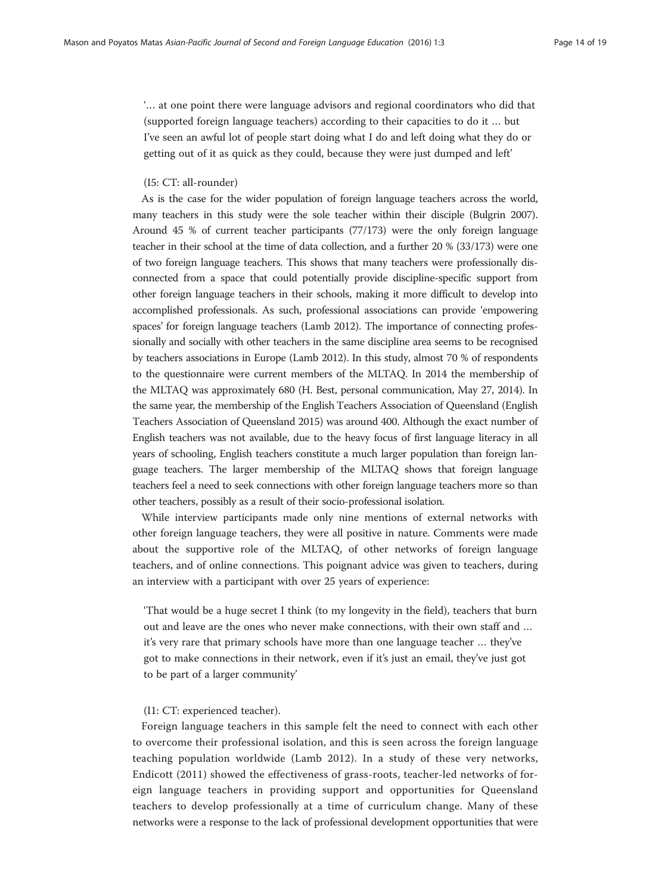'… at one point there were language advisors and regional coordinators who did that (supported foreign language teachers) according to their capacities to do it … but I've seen an awful lot of people start doing what I do and left doing what they do or getting out of it as quick as they could, because they were just dumped and left'

(I5: CT: all-rounder)

As is the case for the wider population of foreign language teachers across the world, many teachers in this study were the sole teacher within their disciple (Bulgrin 2007). Around 45 % of current teacher participants (77/173) were the only foreign language teacher in their school at the time of data collection, and a further 20 % (33/173) were one of two foreign language teachers. This shows that many teachers were professionally disconnected from a space that could potentially provide discipline-specific support from other foreign language teachers in their schools, making it more difficult to develop into accomplished professionals. As such, professional associations can provide 'empowering spaces' for foreign language teachers (Lamb 2012). The importance of connecting professionally and socially with other teachers in the same discipline area seems to be recognised by teachers associations in Europe (Lamb 2012). In this study, almost 70 % of respondents to the questionnaire were current members of the MLTAQ. In 2014 the membership of the MLTAQ was approximately 680 (H. Best, personal communication, May 27, 2014). In the same year, the membership of the English Teachers Association of Queensland (English Teachers Association of Queensland 2015) was around 400. Although the exact number of English teachers was not available, due to the heavy focus of first language literacy in all years of schooling, English teachers constitute a much larger population than foreign language teachers. The larger membership of the MLTAQ shows that foreign language teachers feel a need to seek connections with other foreign language teachers more so than other teachers, possibly as a result of their socio-professional isolation.

While interview participants made only nine mentions of external networks with other foreign language teachers, they were all positive in nature. Comments were made about the supportive role of the MLTAQ, of other networks of foreign language teachers, and of online connections. This poignant advice was given to teachers, during an interview with a participant with over 25 years of experience:

'That would be a huge secret I think (to my longevity in the field), teachers that burn out and leave are the ones who never make connections, with their own staff and … it's very rare that primary schools have more than one language teacher … they've got to make connections in their network, even if it's just an email, they've just got to be part of a larger community'

(I1: CT: experienced teacher).

Foreign language teachers in this sample felt the need to connect with each other to overcome their professional isolation, and this is seen across the foreign language teaching population worldwide (Lamb 2012). In a study of these very networks, Endicott (2011) showed the effectiveness of grass-roots, teacher-led networks of foreign language teachers in providing support and opportunities for Queensland teachers to develop professionally at a time of curriculum change. Many of these networks were a response to the lack of professional development opportunities that were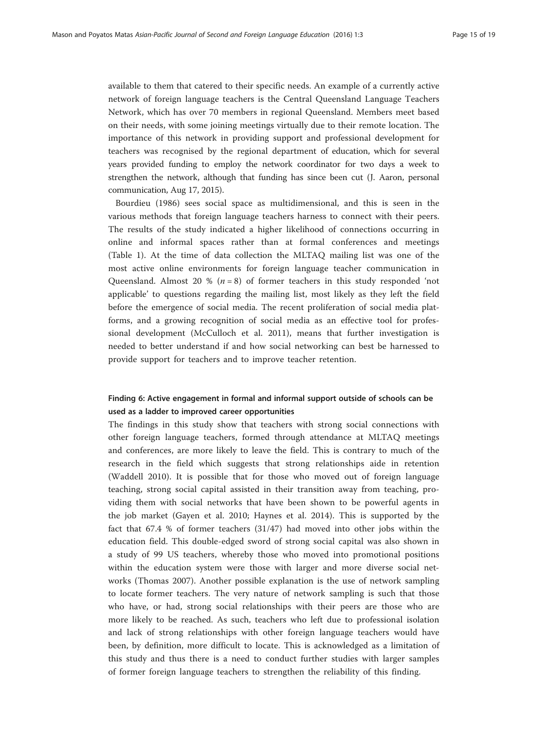available to them that catered to their specific needs. An example of a currently active network of foreign language teachers is the Central Queensland Language Teachers Network, which has over 70 members in regional Queensland. Members meet based on their needs, with some joining meetings virtually due to their remote location. The importance of this network in providing support and professional development for teachers was recognised by the regional department of education, which for several years provided funding to employ the network coordinator for two days a week to strengthen the network, although that funding has since been cut (J. Aaron, personal communication, Aug 17, 2015).

Bourdieu (1986) sees social space as multidimensional, and this is seen in the various methods that foreign language teachers harness to connect with their peers. The results of the study indicated a higher likelihood of connections occurring in online and informal spaces rather than at formal conferences and meetings (Table 1). At the time of data collection the MLTAQ mailing list was one of the most active online environments for foreign language teacher communication in Queensland. Almost 20 % ($n = 8$) of former teachers in this study responded 'not applicable' to questions regarding the mailing list, most likely as they left the field before the emergence of social media. The recent proliferation of social media platforms, and a growing recognition of social media as an effective tool for professional development (McCulloch et al. 2011), means that further investigation is needed to better understand if and how social networking can best be harnessed to provide support for teachers and to improve teacher retention.

### Finding 6: Active engagement in formal and informal support outside of schools can be used as a ladder to improved career opportunities

The findings in this study show that teachers with strong social connections with other foreign language teachers, formed through attendance at MLTAQ meetings and conferences, are more likely to leave the field. This is contrary to much of the research in the field which suggests that strong relationships aide in retention (Waddell 2010). It is possible that for those who moved out of foreign language teaching, strong social capital assisted in their transition away from teaching, providing them with social networks that have been shown to be powerful agents in the job market (Gayen et al. 2010; Haynes et al. 2014). This is supported by the fact that 67.4 % of former teachers (31/47) had moved into other jobs within the education field. This double-edged sword of strong social capital was also shown in a study of 99 US teachers, whereby those who moved into promotional positions within the education system were those with larger and more diverse social networks (Thomas 2007). Another possible explanation is the use of network sampling to locate former teachers. The very nature of network sampling is such that those who have, or had, strong social relationships with their peers are those who are more likely to be reached. As such, teachers who left due to professional isolation and lack of strong relationships with other foreign language teachers would have been, by definition, more difficult to locate. This is acknowledged as a limitation of this study and thus there is a need to conduct further studies with larger samples of former foreign language teachers to strengthen the reliability of this finding.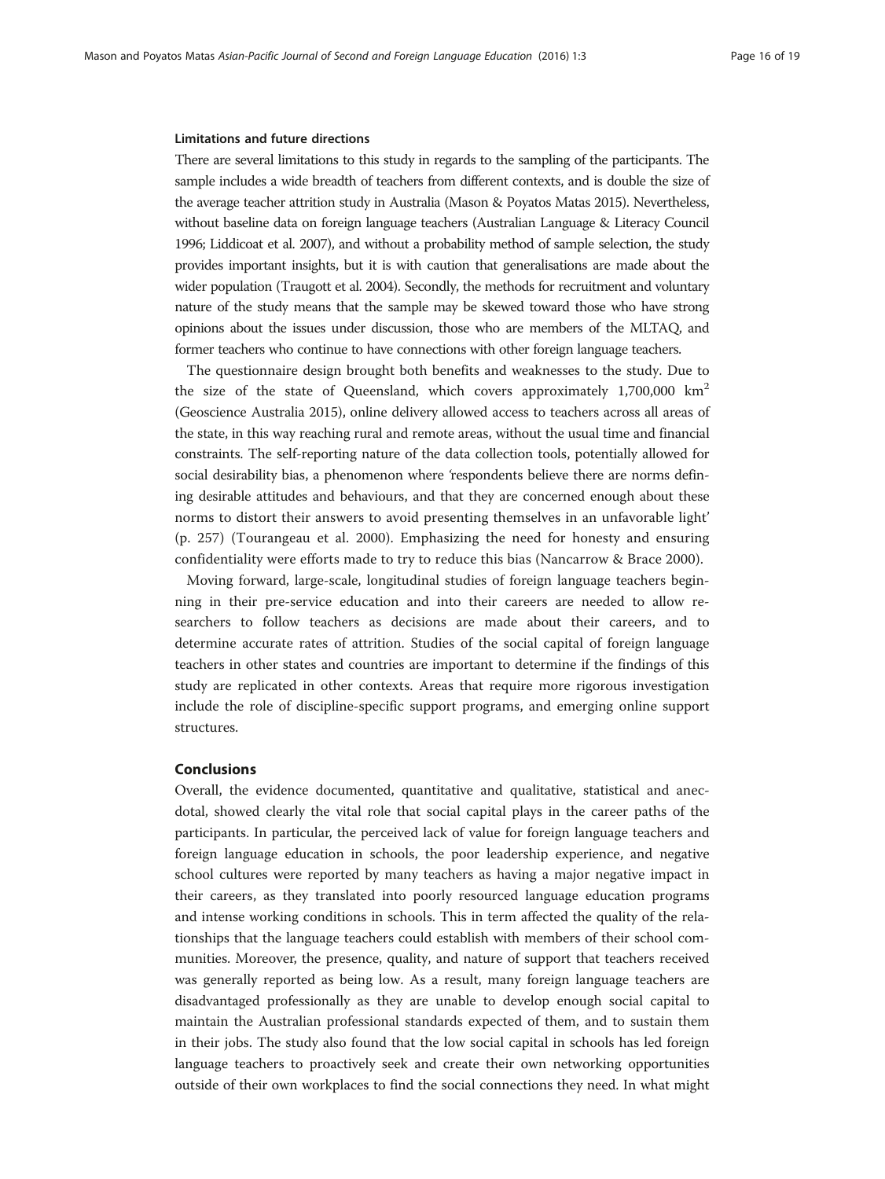### Limitations and future directions

There are several limitations to this study in regards to the sampling of the participants. The sample includes a wide breadth of teachers from different contexts, and is double the size of the average teacher attrition study in Australia (Mason & Poyatos Matas 2015). Nevertheless, without baseline data on foreign language teachers (Australian Language & Literacy Council 1996; Liddicoat et al. 2007), and without a probability method of sample selection, the study provides important insights, but it is with caution that generalisations are made about the wider population (Traugott et al. 2004). Secondly, the methods for recruitment and voluntary nature of the study means that the sample may be skewed toward those who have strong opinions about the issues under discussion, those who are members of the MLTAQ, and former teachers who continue to have connections with other foreign language teachers.

The questionnaire design brought both benefits and weaknesses to the study. Due to the size of the state of Queensland, which covers approximately 1,700,000 $km^2$ (Geoscience Australia 2015), online delivery allowed access to teachers across all areas of the state, in this way reaching rural and remote areas, without the usual time and financial constraints. The self-reporting nature of the data collection tools, potentially allowed for social desirability bias, a phenomenon where 'respondents believe there are norms defining desirable attitudes and behaviours, and that they are concerned enough about these norms to distort their answers to avoid presenting themselves in an unfavorable light' (p. 257) (Tourangeau et al. 2000). Emphasizing the need for honesty and ensuring confidentiality were efforts made to try to reduce this bias (Nancarrow & Brace 2000).

Moving forward, large-scale, longitudinal studies of foreign language teachers beginning in their pre-service education and into their careers are needed to allow researchers to follow teachers as decisions are made about their careers, and to determine accurate rates of attrition. Studies of the social capital of foreign language teachers in other states and countries are important to determine if the findings of this study are replicated in other contexts. Areas that require more rigorous investigation include the role of discipline-specific support programs, and emerging online support structures.

## Conclusions

Overall, the evidence documented, quantitative and qualitative, statistical and anecdotal, showed clearly the vital role that social capital plays in the career paths of the participants. In particular, the perceived lack of value for foreign language teachers and foreign language education in schools, the poor leadership experience, and negative school cultures were reported by many teachers as having a major negative impact in their careers, as they translated into poorly resourced language education programs and intense working conditions in schools. This in term affected the quality of the relationships that the language teachers could establish with members of their school communities. Moreover, the presence, quality, and nature of support that teachers received was generally reported as being low. As a result, many foreign language teachers are disadvantaged professionally as they are unable to develop enough social capital to maintain the Australian professional standards expected of them, and to sustain them in their jobs. The study also found that the low social capital in schools has led foreign language teachers to proactively seek and create their own networking opportunities outside of their own workplaces to find the social connections they need. In what might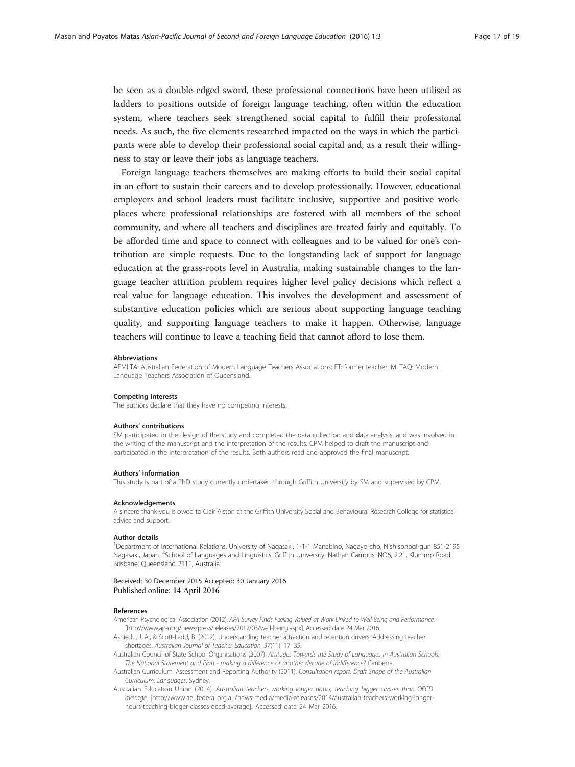be seen as a double-edged sword, these professional connections have been utilised as ladders to positions outside of foreign language teaching, often within the education system, where teachers seek strengthened social capital to fulfill their professional needs. As such, the five elements researched impacted on the ways in which the participants were able to develop their professional social capital and, as a result their willingness to stay or leave their jobs as language teachers.

Foreign language teachers themselves are making efforts to build their social capital in an effort to sustain their careers and to develop professionally. However, educational employers and school leaders must facilitate inclusive, supportive and positive workplaces where professional relationships are fostered with all members of the school community, and where all teachers and disciplines are treated fairly and equitably. To be afforded time and space to connect with colleagues and to be valued for one's contribution are simple requests. Due to the longstanding lack of support for language education at the grass-roots level in Australia, making sustainable changes to the language teacher attrition problem requires higher level policy decisions which reflect a real value for language education. This involves the development and assessment of substantive education policies which are serious about supporting language teaching quality, and supporting language teachers to make it happen. Otherwise, language teachers will continue to leave a teaching field that cannot afford to lose them.

#### Abbreviations

AFMLTA: Australian Federation of Modern Language Teachers Associations; FT: former teacher; MLTAQ: Modern Language Teachers Association of Queensland.

#### Competing interests

The authors declare that they have no competing interests.

#### Authors' contributions

SM participated in the design of the study and completed the data collection and data analysis, and was involved in the writing of the manuscript and the interpretation of the results. CPM helped to draft the manuscript and participated in the interpretation of the results. Both authors read and approved the final manuscript.

#### Authors' information

This study is part of a PhD study currently undertaken through Griffith University by SM and supervised by CPM.

#### Acknowledgements

A sincere thank-you is owed to Clair Alston at the Griffith University Social and Behavioural Research College for statistical advice and support.

#### Author details

[1]Department of International Relations, University of Nagasaki, 1-1-1 Manabino, Nagayo-cho, Nishisonogi-gun 851-2195 Nagasaki, Japan. [2]School of Languages and Linguistics, Griffith University, Nathan Campus, NO6, 2.21, Klummp Road, Brisbane, Queensland 2111, Australia.

Received: 30 December 2015 Accepted: 30 January 2016
Published online: 14 April 2016

#### References

American Psychological Association (2012). *APA Survey Finds Feeling Valued at Work Linked to Well-Being and Performance.* [http://www.apa.org/news/press/releases/2012/03/well-being.aspx]. Accessed date 24 Mar 2016.

Ashiedu, J. A., & Scott-Ladd, B. (2012). Understanding teacher attraction and retention drivers: Addressing teacher shortages. *Australian Journal of Teacher Education, 37*(11), 17–35.

Australian Council of State School Organisations (2007). *Attitudes Towards the Study of Languages in Australian Schools. The National Statement and Plan - making a difference or another decade of indifference?* Canberra.

Australian Curriculum, Assessment and Reporting Authority (2011). *Consultation report. Draft Shape of the Australian Curriculum: Languages*. Sydney.

Australian Education Union (2014). *Australian teachers working longer hours, teaching bigger classes than OECD average*. [http://www.aeufederal.org.au/news-media/media-releases/2014/australian-teachers-working-longer-hours-teaching-bigger-classes-oecd-average]. Accessed date 24 Mar 2016.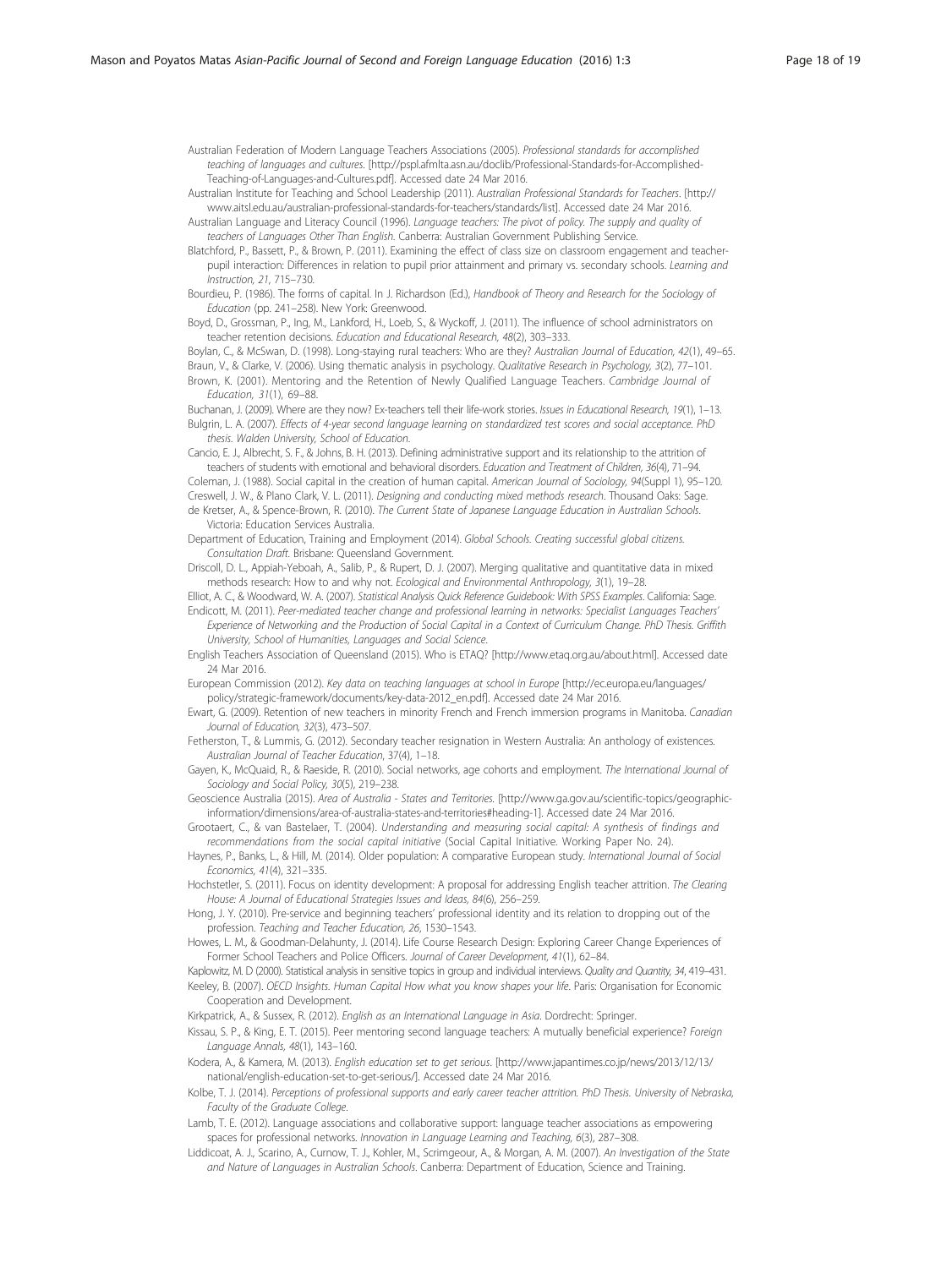Australian Federation of Modern Language Teachers Associations (2005). *Professional standards for accomplished teaching of languages and cultures*. [http://pspl.afmlta.asn.au/doclib/Professional-Standards-for-Accomplished-Teaching-of-Languages-and-Cultures.pdf]. Accessed date 24 Mar 2016.

Australian Institute for Teaching and School Leadership (2011). *Australian Professional Standards for Teachers*. [http://www.aitsl.edu.au/australian-professional-standards-for-teachers/standards/list]. Accessed date 24 Mar 2016.

Australian Language and Literacy Council (1996). *Language teachers: The pivot of policy. The supply and quality of teachers of Languages Other Than English*. Canberra: Australian Government Publishing Service.

Blatchford, P., Bassett, P., & Brown, P. (2011). Examining the effect of class size on classroom engagement and teacher-pupil interaction: Differences in relation to pupil prior attainment and primary vs. secondary schools. *Learning and Instruction, 21*, 715–730.

Bourdieu, P. (1986). The forms of capital. In J. Richardson (Ed.), *Handbook of Theory and Research for the Sociology of Education* (pp. 241–258). New York: Greenwood.

Boyd, D., Grossman, P., Ing, M., Lankford, H., Loeb, S., & Wyckoff, J. (2011). The influence of school administrators on teacher retention decisions. *Education and Educational Research, 48*(2), 303–333.

Boylan, C., & McSwan, D. (1998). Long-staying rural teachers: Who are they? *Australian Journal of Education, 42*(1), 49–65.

Braun, V., & Clarke, V. (2006). Using thematic analysis in psychology. *Qualitative Research in Psychology, 3*(2), 77–101.

Brown, K. (2001). Mentoring and the Retention of Newly Qualified Language Teachers. *Cambridge Journal of Education, 31*(1), 69–88.

Buchanan, J. (2009). Where are they now? Ex-teachers tell their life-work stories. *Issues in Educational Research, 19*(1), 1–13.

Bulgrin, L. A. (2007). *Effects of 4-year second language learning on standardized test scores and social acceptance. PhD thesis. Walden University, School of Education.*

Cancio, E. J., Albrecht, S. F., & Johns, B. H. (2013). Defining administrative support and its relationship to the attrition of teachers of students with emotional and behavioral disorders. *Education and Treatment of Children, 36*(4), 71–94.

Coleman, J. (1988). Social capital in the creation of human capital. *American Journal of Sociology, 94*(Suppl 1), 95–120.

Creswell, J. W., & Plano Clark, V. L. (2011). *Designing and conducting mixed methods research*. Thousand Oaks: Sage.

de Kretser, A., & Spence-Brown, R. (2010). *The Current State of Japanese Language Education in Australian Schools*. Victoria: Education Services Australia.

Department of Education, Training and Employment (2014). *Global Schools. Creating successful global citizens. Consultation Draft*. Brisbane: Queensland Government.

Driscoll, D. L., Appiah-Yeboah, A., Salib, P., & Rupert, D. J. (2007). Merging qualitative and quantitative data in mixed methods research: How to and why not. *Ecological and Environmental Anthropology, 3*(1), 19–28.

Elliot, A. C., & Woodward, W. A. (2007). *Statistical Analysis Quick Reference Guidebook: With SPSS Examples*. California: Sage.

Endicott, M. (2011). *Peer-mediated teacher change and professional learning in networks: Specialist Languages Teachers' Experience of Networking and the Production of Social Capital in a Context of Curriculum Change. PhD Thesis. Griffith University, School of Humanities, Languages and Social Science.*

English Teachers Association of Queensland (2015). Who is ETAQ? [http://www.etaq.org.au/about.html]. Accessed date 24 Mar 2016.

European Commission (2012). *Key data on teaching languages at school in Europe* [http://ec.europa.eu/languages/policy/strategic-framework/documents/key-data-2012_en.pdf]. Accessed date 24 Mar 2016.

Ewart, G. (2009). Retention of new teachers in minority French and French immersion programs in Manitoba. *Canadian Journal of Education, 32*(3), 473–507.

Fetherston, T., & Lummis, G. (2012). Secondary teacher resignation in Western Australia: An anthology of existences. *Australian Journal of Teacher Education*, 37(4), 1–18.

Gayen, K., McQuaid, R., & Raeside, R. (2010). Social networks, age cohorts and employment. *The International Journal of Sociology and Social Policy, 30*(5), 219–238.

Geoscience Australia (2015). *Area of Australia - States and Territories*. [http://www.ga.gov.au/scientific-topics/geographic-information/dimensions/area-of-australia-states-and-territories#heading-1]. Accessed date 24 Mar 2016.

Grootaert, C., & van Bastelaer, T. (2004). *Understanding and measuring social capital: A synthesis of findings and recommendations from the social capital initiative* (Social Capital Initiative. Working Paper No. 24).

Haynes, P., Banks, L., & Hill, M. (2014). Older population: A comparative European study. *International Journal of Social Economics, 41*(4), 321–335.

Hochstetler, S. (2011). Focus on identity development: A proposal for addressing English teacher attrition. *The Clearing House: A Journal of Educational Strategies Issues and Ideas, 84*(6), 256–259.

Hong, J. Y. (2010). Pre-service and beginning teachers' professional identity and its relation to dropping out of the profession. *Teaching and Teacher Education, 26*, 1530–1543.

Howes, L. M., & Goodman-Delahunty, J. (2014). Life Course Research Design: Exploring Career Change Experiences of Former School Teachers and Police Officers. *Journal of Career Development, 41*(1), 62–84.

Kaplowitz, M. D (2000). Statistical analysis in sensitive topics in group and individual interviews. *Quality and Quantity, 34*, 419–431.

Keeley, B. (2007). *OECD Insights. Human Capital How what you know shapes your life*. Paris: Organisation for Economic Cooperation and Development.

Kirkpatrick, A., & Sussex, R. (2012). *English as an International Language in Asia*. Dordrecht: Springer.

Kissau, S. P., & King, E. T. (2015). Peer mentoring second language teachers: A mutually beneficial experience? *Foreign Language Annals, 48*(1), 143–160.

Kodera, A., & Kamera, M. (2013). *English education set to get serious*. [http://www.japantimes.co.jp/news/2013/12/13/national/english-education-set-to-get-serious/]. Accessed date 24 Mar 2016.

Kolbe, T. J. (2014). *Perceptions of professional supports and early career teacher attrition. PhD Thesis. University of Nebraska, Faculty of the Graduate College.*

Lamb, T. E. (2012). Language associations and collaborative support: language teacher associations as empowering spaces for professional networks. *Innovation in Language Learning and Teaching, 6*(3), 287–308.

Liddicoat, A. J., Scarino, A., Curnow, T. J., Kohler, M., Scrimgeour, A., & Morgan, A. M. (2007). *An Investigation of the State and Nature of Languages in Australian Schools*. Canberra: Department of Education, Science and Training.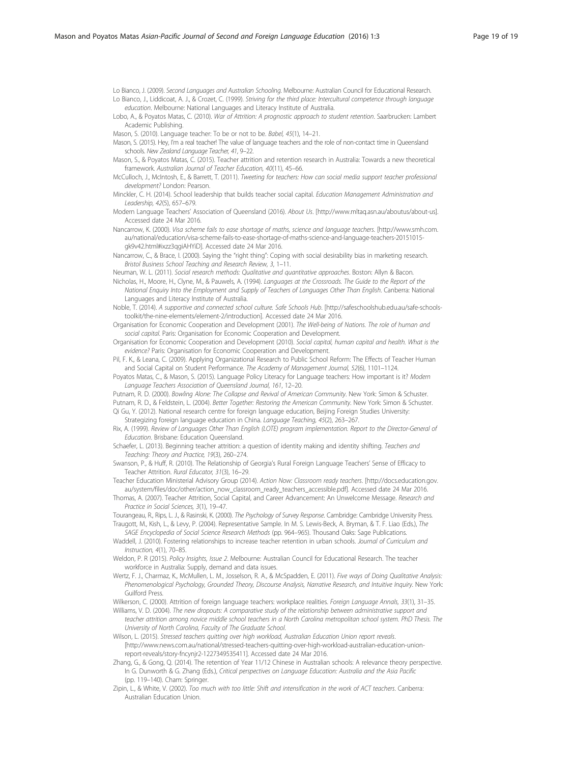Lo Bianco, J. (2009). *Second Languages and Australian Schooling*. Melbourne: Australian Council for Educational Research.

Lo Bianco, J., Liddicoat, A. J., & Crozet, C. (1999). *Striving for the third place: Intercultural competence through language education*. Melbourne: National Languages and Literacy Institute of Australia.

Lobo, A., & Poyatos Matas, C. (2010). *War of Attrition: A prognostic approach to student retention*. Saarbrucken: Lambert Academic Publishing.

Mason, S. (2010). Language teacher: To be or not to be. *Babel, 45*(1), 14–21.

Mason, S. (2015). Hey, I'm a real teacher! The value of language teachers and the role of non-contact time in Queensland schools. *New Zealand Language Teacher, 41*, 9–22.

Mason, S., & Poyatos Matas, C. (2015). Teacher attrition and retention research in Australia: Towards a new theoretical framework. *Australian Journal of Teacher Education, 40*(11), 45–66.

McCulloch, J., McIntosh, E., & Barrett, T. (2011). *Tweeting for teachers: How can social media support teacher professional development?* London: Pearson.

Minckler, C. H. (2014). School leadership that builds teacher social capital. *Education Management Administration and Leadership, 42*(5), 657–679.

Modern Language Teachers' Association of Queensland (2016). *About Us*. [http://www.mltaq.asn.au/aboutus/about-us]. Accessed date 24 Mar 2016.

Nancarrow, K. (2000). *Visa scheme fails to ease shortage of maths, science and language teachers*. [http://www.smh.com.au/national/education/visa-scheme-fails-to-ease-shortage-of-maths-science-and-language-teachers-20151015-gk9v42.html#ixzz3qgiAHYiD]. Accessed date 24 Mar 2016.

Nancarrow, C., & Brace, I. (2000). Saying the "right thing": Coping with social desirability bias in marketing research. *Bristol Business School Teaching and Research Review, 3*, 1–11.

Neuman, W. L. (2011). *Social research methods: Qualitative and quantitative approaches*. Boston: Allyn & Bacon.

Nicholas, H., Moore, H., Clyne, M., & Pauwels, A. (1994). *Languages at the Crossroads. The Guide to the Report of the National Enquiry Into the Employment and Supply of Teachers of Languages Other Than English*. Canberra: National Languages and Literacy Institute of Australia.

Noble, T. (2014). *A supportive and connected school culture. Safe Schools Hub*. [http://safeschoolshub.edu.au/safe-schools-toolkit/the-nine-elements/element-2/introduction]. Accessed date 24 Mar 2016.

Organisation for Economic Cooperation and Development (2001). *The Well-being of Nations. The role of human and social capital*. Paris: Organisation for Economic Cooperation and Development.

Organisation for Economic Cooperation and Development (2010). *Social capital, human capital and health. What is the evidence?* Paris: Organisation for Economic Cooperation and Development.

Pil, F. K., & Leana, C. (2009). Applying Organizational Research to Public School Reform: The Effects of Teacher Human and Social Capital on Student Performance. *The Academy of Management Journal, 52*(6), 1101–1124.

Poyatos Matas, C., & Mason, S. (2015). Language Policy Literacy for Language teachers: How important is it? *Modern Language Teachers Association of Queensland Journal, 161*, 12–20.

Putnam, R. D. (2000). *Bowling Alone: The Collapse and Revival of American Community*. New York: Simon & Schuster.

Putnam, R. D., & Feldstein, L. (2004). *Better Together: Restoring the American Community*. New York: Simon & Schuster.

Qi Gu, Y. (2012). National research centre for foreign language education, Beijing Foreign Studies University: Strategizing foreign language education in China. *Language Teaching, 45*(2), 263–267.

Rix, A. (1999). *Review of Languages Other Than English (LOTE) program implementation. Report to the Director-General of Education*. Brisbane: Education Queensland.

Schaefer, L. (2013). Beginning teacher attrition: a question of identity making and identity shifting. *Teachers and Teaching: Theory and Practice, 19*(3), 260–274.

Swanson, P., & Huff, R. (2010). The Relationship of Georgia's Rural Foreign Language Teachers' Sense of Efficacy to Teacher Attrition. *Rural Educator, 31*(3), 16–29.

Teacher Education Ministerial Advisory Group (2014). *Action Now: Classroom ready teachers*. [http://docs.education.gov.au/system/files/doc/other/action_now_classroom_ready_teachers_accessible.pdf]. Accessed date 24 Mar 2016.

Thomas, A. (2007). Teacher Attrition, Social Capital, and Career Advancement: An Unwelcome Message. *Research and Practice in Social Sciences, 3*(1), 19–47.

Tourangeau, R., Rips, L. J., & Rasinski, K. (2000). *The Psychology of Survey Response*. Cambridge: Cambridge University Press.

Traugott, M., Kish, L., & Levy, P. (2004). Representative Sample. In M. S. Lewis-Beck, A. Bryman, & T. F. Liao (Eds.), *The SAGE Encyclopedia of Social Science Research Methods* (pp. 964–965). Thousand Oaks: Sage Publications.

Waddell, J. (2010). Fostering relationships to increase teacher retention in urban schools. *Journal of Curriculum and Instruction, 4*(1), 70–85.

Weldon, P. R (2015). *Policy Insights, Issue 2*. Melbourne: Australian Council for Educational Research. The teacher workforce in Australia: Supply, demand and data issues.

Wertz, F. J., Charmaz, K., McMullen, L. M., Josselson, R. A., & McSpadden, E. (2011). *Five ways of Doing Qualitative Analysis: Phenomenological Psychology, Grounded Theory, Discourse Analysis, Narrative Research, and Intuitive Inquiry*. New York: Guilford Press.

Wilkerson, C. (2000). Attrition of foreign language teachers: workplace realities. *Foreign Language Annals, 33*(1), 31–35.

Williams, V. D. (2004). *The new dropouts: A comparative study of the relationship between administrative support and teacher attrition among novice middle school teachers in a North Carolina metropolitan school system. PhD Thesis. The University of North Carolina, Faculty of The Graduate School.*

Wilson, L. (2015). *Stressed teachers quitting over high workload, Australian Education Union report reveals*. [http://www.news.com.au/national/stressed-teachers-quitting-over-high-workload-australian-education-union-report-reveals/story-fncynjr2-1227349535411]. Accessed date 24 Mar 2016.

Zhang, G., & Gong, Q. (2014). The retention of Year 11/12 Chinese in Australian schools: A relevance theory perspective. In G. Dunworth & G. Zhang (Eds.), *Critical perspectives on Language Education: Australia and the Asia Pacific* (pp. 119–140). Cham: Springer.

Zipin, L., & White, V. (2002). *Too much with too little: Shift and intensification in the work of ACT teachers*. Canberra: Australian Education Union.